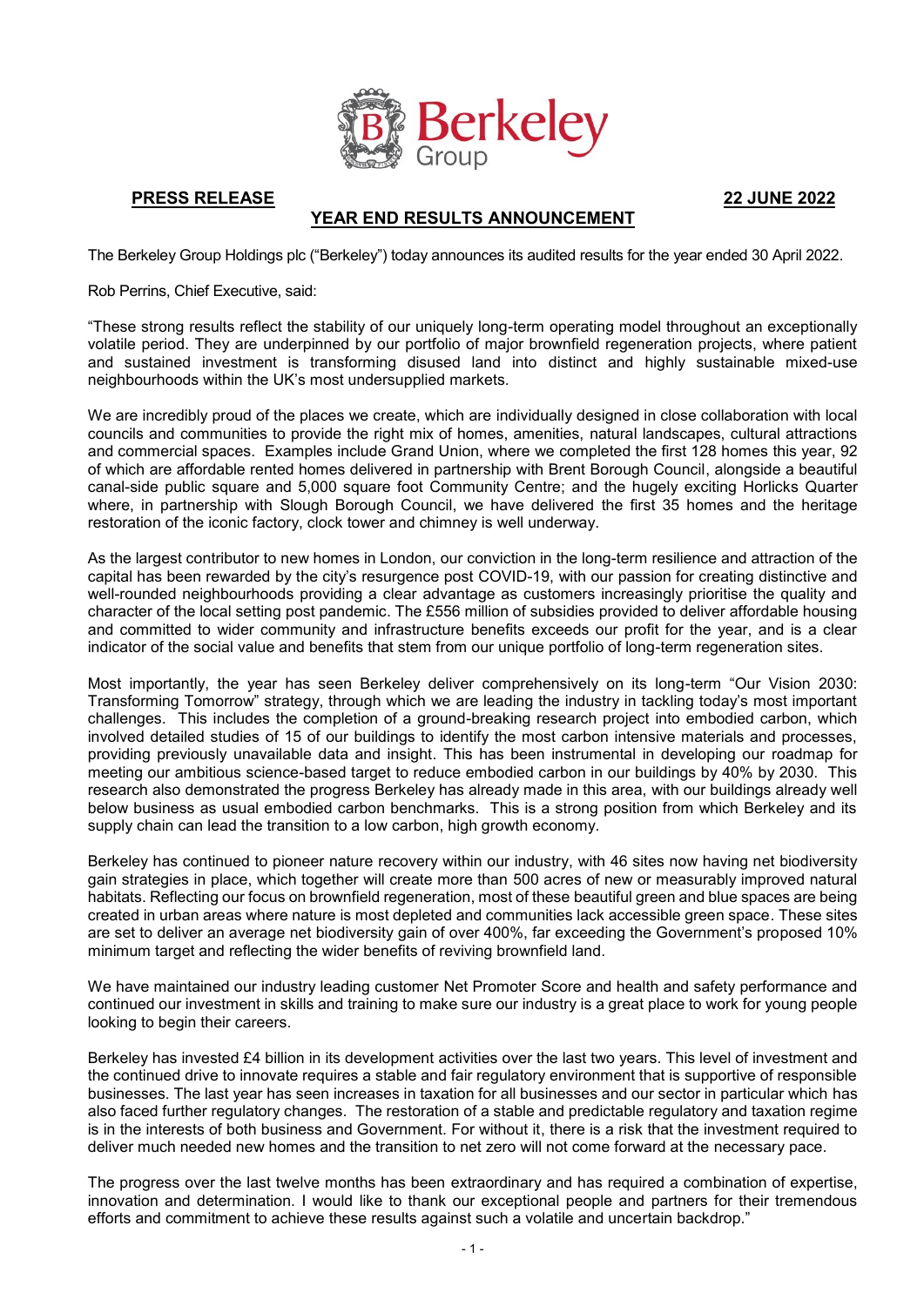**PRESS RELEASE** **22 JUNE 2022**

**YEAR END RESULTS ANNOUNCEMENT**

The Berkeley Group Holdings plc ("Berkeley") today announces its audited results for the year ended 30 April 2022.

Rob Perrins, Chief Executive, said:

"These strong results reflect the stability of our uniquely long-term operating model throughout an exceptionally volatile period. They are underpinned by our portfolio of major brownfield regeneration projects, where patient and sustained investment is transforming disused land into distinct and highly sustainable mixed-use neighbourhoods within the UK's most undersupplied markets.

We are incredibly proud of the places we create, which are individually designed in close collaboration with local councils and communities to provide the right mix of homes, amenities, natural landscapes, cultural attractions and commercial spaces. Examples include Grand Union, where we completed the first 128 homes this year, 92 of which are affordable rented homes delivered in partnership with Brent Borough Council, alongside a beautiful canal-side public square and 5,000 square foot Community Centre; and the hugely exciting Horlicks Quarter where, in partnership with Slough Borough Council, we have delivered the first 35 homes and the heritage restoration of the iconic factory, clock tower and chimney is well underway.

As the largest contributor to new homes in London, our conviction in the long-term resilience and attraction of the capital has been rewarded by the city's resurgence post COVID-19, with our passion for creating distinctive and well-rounded neighbourhoods providing a clear advantage as customers increasingly prioritise the quality and character of the local setting post pandemic. The £556 million of subsidies provided to deliver affordable housing and committed to wider community and infrastructure benefits exceeds our profit for the year, and is a clear indicator of the social value and benefits that stem from our unique portfolio of long-term regeneration sites.

Most importantly, the year has seen Berkeley deliver comprehensively on its long-term "Our Vision 2030: Transforming Tomorrow" strategy, through which we are leading the industry in tackling today's most important challenges. This includes the completion of a ground-breaking research project into embodied carbon, which involved detailed studies of 15 of our buildings to identify the most carbon intensive materials and processes, providing previously unavailable data and insight. This has been instrumental in developing our roadmap for meeting our ambitious science-based target to reduce embodied carbon in our buildings by 40% by 2030. This research also demonstrated the progress Berkeley has already made in this area, with our buildings already well below business as usual embodied carbon benchmarks. This is a strong position from which Berkeley and its supply chain can lead the transition to a low carbon, high growth economy.

Berkeley has continued to pioneer nature recovery within our industry, with 46 sites now having net biodiversity gain strategies in place, which together will create more than 500 acres of new or measurably improved natural habitats. Reflecting our focus on brownfield regeneration, most of these beautiful green and blue spaces are being created in urban areas where nature is most depleted and communities lack accessible green space. These sites are set to deliver an average net biodiversity gain of over 400%, far exceeding the Government's proposed 10% minimum target and reflecting the wider benefits of reviving brownfield land.

We have maintained our industry leading customer Net Promoter Score and health and safety performance and continued our investment in skills and training to make sure our industry is a great place to work for young people looking to begin their careers.

Berkeley has invested £4 billion in its development activities over the last two years. This level of investment and the continued drive to innovate requires a stable and fair regulatory environment that is supportive of responsible businesses. The last year has seen increases in taxation for all businesses and our sector in particular which has also faced further regulatory changes. The restoration of a stable and predictable regulatory and taxation regime is in the interests of both business and Government. For without it, there is a risk that the investment required to deliver much needed new homes and the transition to net zero will not come forward at the necessary pace.

The progress over the last twelve months has been extraordinary and has required a combination of expertise, innovation and determination. I would like to thank our exceptional people and partners for their tremendous efforts and commitment to achieve these results against such a volatile and uncertain backdrop."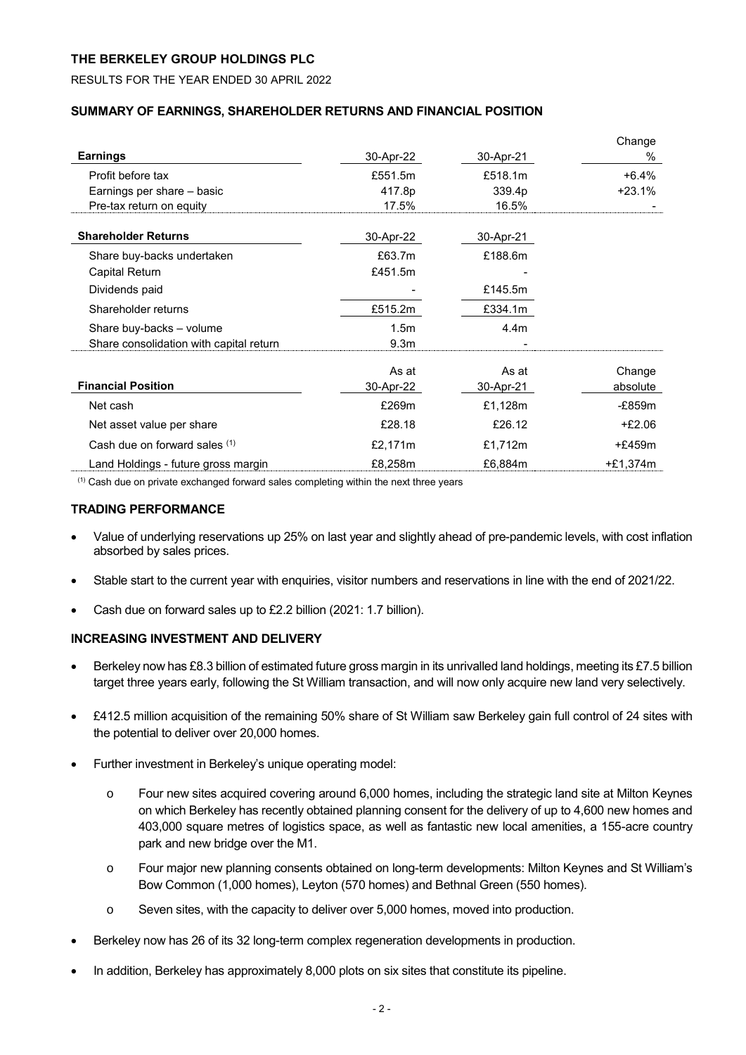# THE BERKELEY GROUP HOLDINGS PLC

RESULTS FOR THE YEAR ENDED 30 APRIL 2022

## SUMMARY OF EARNINGS, SHAREHOLDER RETURNS AND FINANCIAL POSITION

| **Earnings** | 30-Apr-22 | 30-Apr-21 | Change % |
|---|---|---|---|
| Profit before tax | £551.5m | £518.1m | +6.4% |
| Earnings per share – basic | 417.8p | 339.4p | +23.1% |
| Pre-tax return on equity | 17.5% | 16.5% | - |

| **Shareholder Returns** | 30-Apr-22 | 30-Apr-21 |
|---|---|---|
| Share buy-backs undertaken | £63.7m | £188.6m |
| Capital Return | £451.5m | - |
| Dividends paid | - | £145.5m |
| Shareholder returns | £515.2m | £334.1m |
| Share buy-backs – volume | 1.5m | 4.4m |
| Share consolidation with capital return | 9.3m | - |

| **Financial Position** | As at 30-Apr-22 | As at 30-Apr-21 | Change absolute |
|---|---|---|---|
| Net cash | £269m | £1,128m | -£859m |
| Net asset value per share | £28.18 | £26.12 | +£2.06 |
| Cash due on forward sales [(1)] | £2,171m | £1,712m | +£459m |
| Land Holdings - future gross margin | £8,258m | £6,884m | +£1,374m |

[(1)] Cash due on private exchanged forward sales completing within the next three years

## TRADING PERFORMANCE

- Value of underlying reservations up 25% on last year and slightly ahead of pre-pandemic levels, with cost inflation absorbed by sales prices.
- Stable start to the current year with enquiries, visitor numbers and reservations in line with the end of 2021/22.
- Cash due on forward sales up to £2.2 billion (2021: 1.7 billion).

## INCREASING INVESTMENT AND DELIVERY

- Berkeley now has £8.3 billion of estimated future gross margin in its unrivalled land holdings, meeting its £7.5 billion target three years early, following the St William transaction, and will now only acquire new land very selectively.
- £412.5 million acquisition of the remaining 50% share of St William saw Berkeley gain full control of 24 sites with the potential to deliver over 20,000 homes.
- Further investment in Berkeley's unique operating model:
  - Four new sites acquired covering around 6,000 homes, including the strategic land site at Milton Keynes on which Berkeley has recently obtained planning consent for the delivery of up to 4,600 new homes and 403,000 square metres of logistics space, as well as fantastic new local amenities, a 155-acre country park and new bridge over the M1.
  - Four major new planning consents obtained on long-term developments: Milton Keynes and St William's Bow Common (1,000 homes), Leyton (570 homes) and Bethnal Green (550 homes).
  - Seven sites, with the capacity to deliver over 5,000 homes, moved into production.
- Berkeley now has 26 of its 32 long-term complex regeneration developments in production.
- In addition, Berkeley has approximately 8,000 plots on six sites that constitute its pipeline.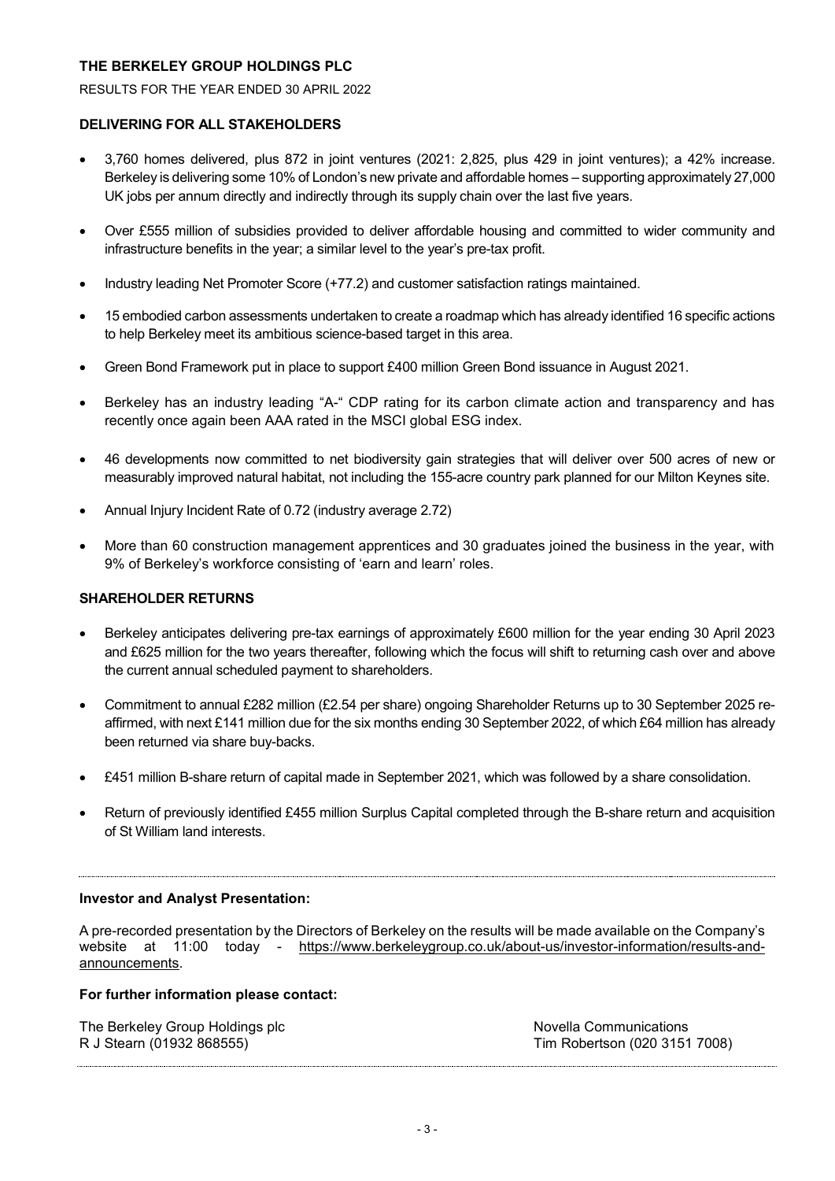**THE BERKELEY GROUP HOLDINGS PLC**

RESULTS FOR THE YEAR ENDED 30 APRIL 2022

**DELIVERING FOR ALL STAKEHOLDERS**

- 3,760 homes delivered, plus 872 in joint ventures (2021: 2,825, plus 429 in joint ventures); a 42% increase. Berkeley is delivering some 10% of London's new private and affordable homes – supporting approximately 27,000 UK jobs per annum directly and indirectly through its supply chain over the last five years.
- Over £555 million of subsidies provided to deliver affordable housing and committed to wider community and infrastructure benefits in the year; a similar level to the year's pre-tax profit.
- Industry leading Net Promoter Score (+77.2) and customer satisfaction ratings maintained.
- 15 embodied carbon assessments undertaken to create a roadmap which has already identified 16 specific actions to help Berkeley meet its ambitious science-based target in this area.
- Green Bond Framework put in place to support £400 million Green Bond issuance in August 2021.
- Berkeley has an industry leading "A-" CDP rating for its carbon climate action and transparency and has recently once again been AAA rated in the MSCI global ESG index.
- 46 developments now committed to net biodiversity gain strategies that will deliver over 500 acres of new or measurably improved natural habitat, not including the 155-acre country park planned for our Milton Keynes site.
- Annual Injury Incident Rate of 0.72 (industry average 2.72)
- More than 60 construction management apprentices and 30 graduates joined the business in the year, with 9% of Berkeley's workforce consisting of 'earn and learn' roles.

**SHAREHOLDER RETURNS**

- Berkeley anticipates delivering pre-tax earnings of approximately £600 million for the year ending 30 April 2023 and £625 million for the two years thereafter, following which the focus will shift to returning cash over and above the current annual scheduled payment to shareholders.
- Commitment to annual £282 million (£2.54 per share) ongoing Shareholder Returns up to 30 September 2025 re-affirmed, with next £141 million due for the six months ending 30 September 2022, of which £64 million has already been returned via share buy-backs.
- £451 million B-share return of capital made in September 2021, which was followed by a share consolidation.
- Return of previously identified £455 million Surplus Capital completed through the B-share return and acquisition of St William land interests.

---

**Investor and Analyst Presentation:**

A pre-recorded presentation by the Directors of Berkeley on the results will be made available on the Company's website at 11:00 today - https://www.berkeleygroup.co.uk/about-us/investor-information/results-and-announcements.

**For further information please contact:**

The Berkeley Group Holdings plc
R J Stearn (01932 868555)

Novella Communications
Tim Robertson (020 3151 7008)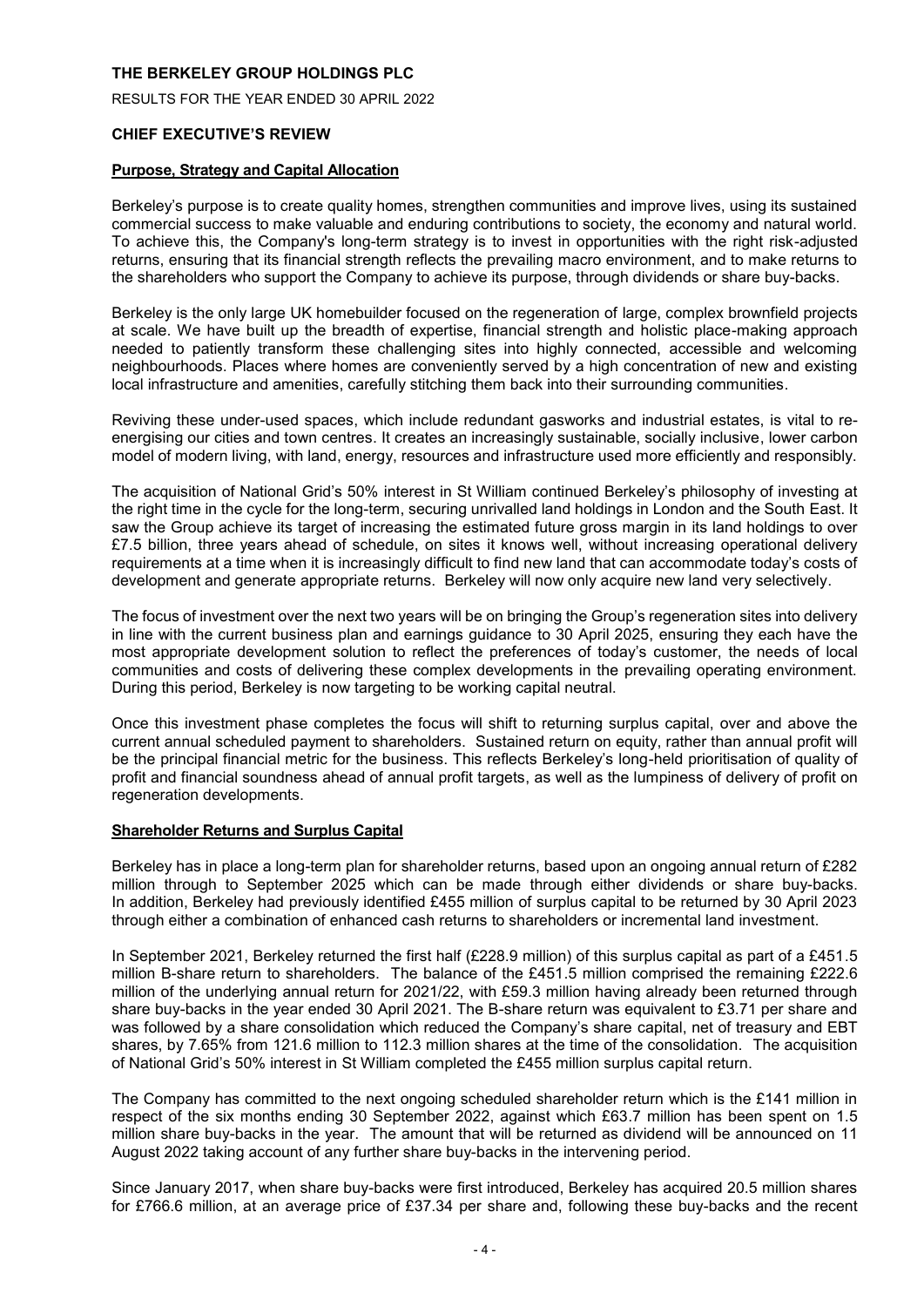# THE BERKELEY GROUP HOLDINGS PLC

RESULTS FOR THE YEAR ENDED 30 APRIL 2022

## CHIEF EXECUTIVE'S REVIEW

### Purpose, Strategy and Capital Allocation

Berkeley's purpose is to create quality homes, strengthen communities and improve lives, using its sustained commercial success to make valuable and enduring contributions to society, the economy and natural world. To achieve this, the Company's long-term strategy is to invest in opportunities with the right risk-adjusted returns, ensuring that its financial strength reflects the prevailing macro environment, and to make returns to the shareholders who support the Company to achieve its purpose, through dividends or share buy-backs.

Berkeley is the only large UK homebuilder focused on the regeneration of large, complex brownfield projects at scale. We have built up the breadth of expertise, financial strength and holistic place-making approach needed to patiently transform these challenging sites into highly connected, accessible and welcoming neighbourhoods. Places where homes are conveniently served by a high concentration of new and existing local infrastructure and amenities, carefully stitching them back into their surrounding communities.

Reviving these under-used spaces, which include redundant gasworks and industrial estates, is vital to re-energising our cities and town centres. It creates an increasingly sustainable, socially inclusive, lower carbon model of modern living, with land, energy, resources and infrastructure used more efficiently and responsibly.

The acquisition of National Grid's 50% interest in St William continued Berkeley's philosophy of investing at the right time in the cycle for the long-term, securing unrivalled land holdings in London and the South East. It saw the Group achieve its target of increasing the estimated future gross margin in its land holdings to over £7.5 billion, three years ahead of schedule, on sites it knows well, without increasing operational delivery requirements at a time when it is increasingly difficult to find new land that can accommodate today's costs of development and generate appropriate returns. Berkeley will now only acquire new land very selectively.

The focus of investment over the next two years will be on bringing the Group's regeneration sites into delivery in line with the current business plan and earnings guidance to 30 April 2025, ensuring they each have the most appropriate development solution to reflect the preferences of today's customer, the needs of local communities and costs of delivering these complex developments in the prevailing operating environment. During this period, Berkeley is now targeting to be working capital neutral.

Once this investment phase completes the focus will shift to returning surplus capital, over and above the current annual scheduled payment to shareholders. Sustained return on equity, rather than annual profit will be the principal financial metric for the business. This reflects Berkeley's long-held prioritisation of quality of profit and financial soundness ahead of annual profit targets, as well as the lumpiness of delivery of profit on regeneration developments.

### Shareholder Returns and Surplus Capital

Berkeley has in place a long-term plan for shareholder returns, based upon an ongoing annual return of £282 million through to September 2025 which can be made through either dividends or share buy-backs. In addition, Berkeley had previously identified £455 million of surplus capital to be returned by 30 April 2023 through either a combination of enhanced cash returns to shareholders or incremental land investment.

In September 2021, Berkeley returned the first half (£228.9 million) of this surplus capital as part of a £451.5 million B-share return to shareholders. The balance of the £451.5 million comprised the remaining £222.6 million of the underlying annual return for 2021/22, with £59.3 million having already been returned through share buy-backs in the year ended 30 April 2021. The B-share return was equivalent to £3.71 per share and was followed by a share consolidation which reduced the Company's share capital, net of treasury and EBT shares, by 7.65% from 121.6 million to 112.3 million shares at the time of the consolidation. The acquisition of National Grid's 50% interest in St William completed the £455 million surplus capital return.

The Company has committed to the next ongoing scheduled shareholder return which is the £141 million in respect of the six months ending 30 September 2022, against which £63.7 million has been spent on 1.5 million share buy-backs in the year. The amount that will be returned as dividend will be announced on 11 August 2022 taking account of any further share buy-backs in the intervening period.

Since January 2017, when share buy-backs were first introduced, Berkeley has acquired 20.5 million shares for £766.6 million, at an average price of £37.34 per share and, following these buy-backs and the recent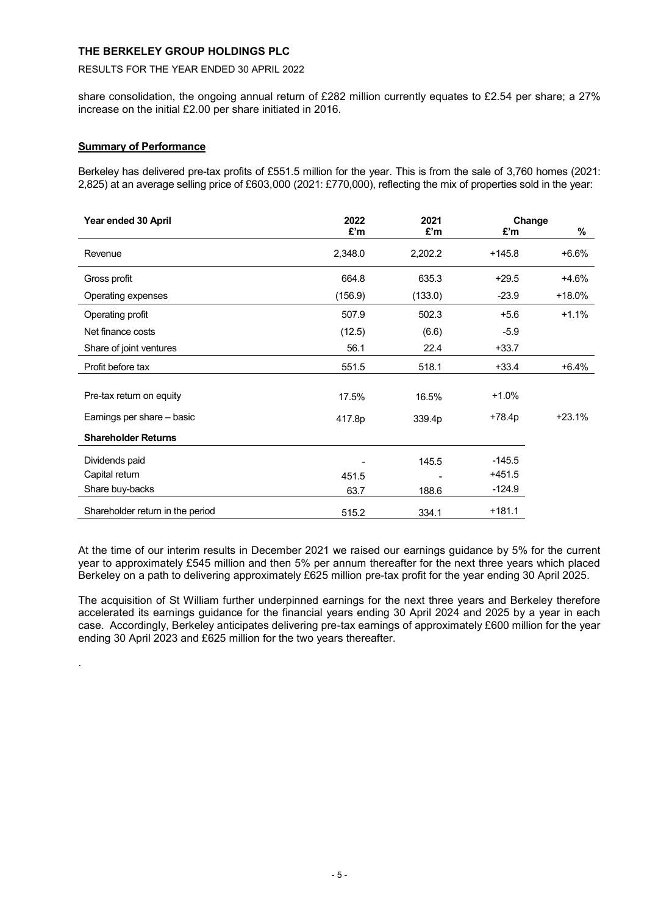share consolidation, the ongoing annual return of £282 million currently equates to £2.54 per share; a 27% increase on the initial £2.00 per share initiated in 2016.

**Summary of Performance**

Berkeley has delivered pre-tax profits of £551.5 million for the year. This is from the sale of 3,760 homes (2021: 2,825) at an average selling price of £603,000 (2021: £770,000), reflecting the mix of properties sold in the year:

| Year ended 30 April | 2022 | 2021 | Change | |
|---|---|---|---|---|
| | £'m | £'m | £'m | % |
| Revenue | 2,348.0 | 2,202.2 | +145.8 | +6.6% |
| Gross profit | 664.8 | 635.3 | +29.5 | +4.6% |
| Operating expenses | (156.9) | (133.0) | -23.9 | +18.0% |
| Operating profit | 507.9 | 502.3 | +5.6 | +1.1% |
| Net finance costs | (12.5) | (6.6) | -5.9 | |
| Share of joint ventures | 56.1 | 22.4 | +33.7 | |
| Profit before tax | 551.5 | 518.1 | +33.4 | +6.4% |
| Pre-tax return on equity | 17.5% | 16.5% | +1.0% | |
| Earnings per share – basic | 417.8p | 339.4p | +78.4p | +23.1% |
| **Shareholder Returns** | | | | |
| Dividends paid | - | 145.5 | -145.5 | |
| Capital return | 451.5 | - | +451.5 | |
| Share buy-backs | 63.7 | 188.6 | -124.9 | |
| Shareholder return in the period | 515.2 | 334.1 | +181.1 | |

At the time of our interim results in December 2021 we raised our earnings guidance by 5% for the current year to approximately £545 million and then 5% per annum thereafter for the next three years which placed Berkeley on a path to delivering approximately £625 million pre-tax profit for the year ending 30 April 2025.

The acquisition of St William further underpinned earnings for the next three years and Berkeley therefore accelerated its earnings guidance for the financial years ending 30 April 2024 and 2025 by a year in each case. Accordingly, Berkeley anticipates delivering pre-tax earnings of approximately £600 million for the year ending 30 April 2023 and £625 million for the two years thereafter.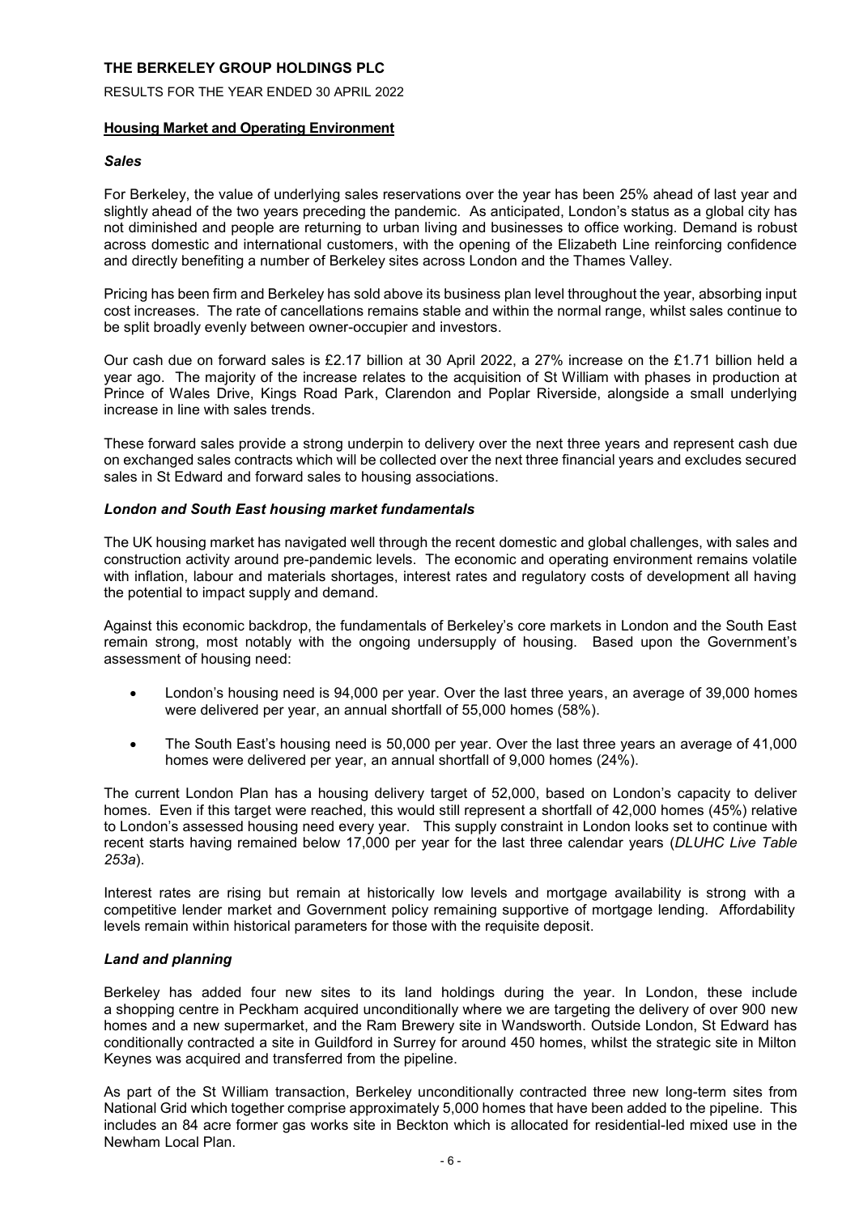## Housing Market and Operating Environment

### *Sales*

For Berkeley, the value of underlying sales reservations over the year has been 25% ahead of last year and slightly ahead of the two years preceding the pandemic. As anticipated, London's status as a global city has not diminished and people are returning to urban living and businesses to office working. Demand is robust across domestic and international customers, with the opening of the Elizabeth Line reinforcing confidence and directly benefiting a number of Berkeley sites across London and the Thames Valley.

Pricing has been firm and Berkeley has sold above its business plan level throughout the year, absorbing input cost increases. The rate of cancellations remains stable and within the normal range, whilst sales continue to be split broadly evenly between owner-occupier and investors.

Our cash due on forward sales is £2.17 billion at 30 April 2022, a 27% increase on the £1.71 billion held a year ago. The majority of the increase relates to the acquisition of St William with phases in production at Prince of Wales Drive, Kings Road Park, Clarendon and Poplar Riverside, alongside a small underlying increase in line with sales trends.

These forward sales provide a strong underpin to delivery over the next three years and represent cash due on exchanged sales contracts which will be collected over the next three financial years and excludes secured sales in St Edward and forward sales to housing associations.

### *London and South East housing market fundamentals*

The UK housing market has navigated well through the recent domestic and global challenges, with sales and construction activity around pre-pandemic levels. The economic and operating environment remains volatile with inflation, labour and materials shortages, interest rates and regulatory costs of development all having the potential to impact supply and demand.

Against this economic backdrop, the fundamentals of Berkeley's core markets in London and the South East remain strong, most notably with the ongoing undersupply of housing. Based upon the Government's assessment of housing need:

- London's housing need is 94,000 per year. Over the last three years, an average of 39,000 homes were delivered per year, an annual shortfall of 55,000 homes (58%).
- The South East's housing need is 50,000 per year. Over the last three years an average of 41,000 homes were delivered per year, an annual shortfall of 9,000 homes (24%).

The current London Plan has a housing delivery target of 52,000, based on London's capacity to deliver homes. Even if this target were reached, this would still represent a shortfall of 42,000 homes (45%) relative to London's assessed housing need every year. This supply constraint in London looks set to continue with recent starts having remained below 17,000 per year for the last three calendar years (*DLUHC Live Table 253a*).

Interest rates are rising but remain at historically low levels and mortgage availability is strong with a competitive lender market and Government policy remaining supportive of mortgage lending. Affordability levels remain within historical parameters for those with the requisite deposit.

### *Land and planning*

Berkeley has added four new sites to its land holdings during the year. In London, these include a shopping centre in Peckham acquired unconditionally where we are targeting the delivery of over 900 new homes and a new supermarket, and the Ram Brewery site in Wandsworth. Outside London, St Edward has conditionally contracted a site in Guildford in Surrey for around 450 homes, whilst the strategic site in Milton Keynes was acquired and transferred from the pipeline.

As part of the St William transaction, Berkeley unconditionally contracted three new long-term sites from National Grid which together comprise approximately 5,000 homes that have been added to the pipeline. This includes an 84 acre former gas works site in Beckton which is allocated for residential-led mixed use in the Newham Local Plan.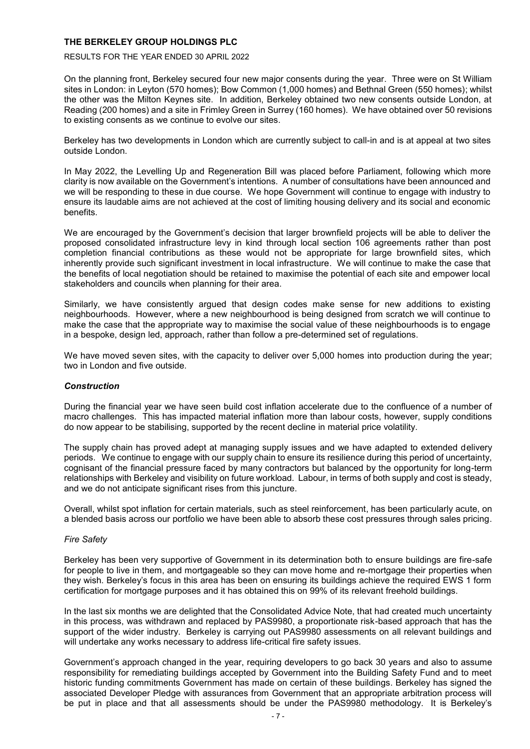On the planning front, Berkeley secured four new major consents during the year. Three were on St William sites in London: in Leyton (570 homes); Bow Common (1,000 homes) and Bethnal Green (550 homes); whilst the other was the Milton Keynes site. In addition, Berkeley obtained two new consents outside London, at Reading (200 homes) and a site in Frimley Green in Surrey (160 homes). We have obtained over 50 revisions to existing consents as we continue to evolve our sites.

Berkeley has two developments in London which are currently subject to call-in and is at appeal at two sites outside London.

In May 2022, the Levelling Up and Regeneration Bill was placed before Parliament, following which more clarity is now available on the Government's intentions. A number of consultations have been announced and we will be responding to these in due course. We hope Government will continue to engage with industry to ensure its laudable aims are not achieved at the cost of limiting housing delivery and its social and economic benefits.

We are encouraged by the Government's decision that larger brownfield projects will be able to deliver the proposed consolidated infrastructure levy in kind through local section 106 agreements rather than post completion financial contributions as these would not be appropriate for large brownfield sites, which inherently provide such significant investment in local infrastructure. We will continue to make the case that the benefits of local negotiation should be retained to maximise the potential of each site and empower local stakeholders and councils when planning for their area.

Similarly, we have consistently argued that design codes make sense for new additions to existing neighbourhoods. However, where a new neighbourhood is being designed from scratch we will continue to make the case that the appropriate way to maximise the social value of these neighbourhoods is to engage in a bespoke, design led, approach, rather than follow a pre-determined set of regulations.

We have moved seven sites, with the capacity to deliver over 5,000 homes into production during the year; two in London and five outside.

***Construction***

During the financial year we have seen build cost inflation accelerate due to the confluence of a number of macro challenges. This has impacted material inflation more than labour costs, however, supply conditions do now appear to be stabilising, supported by the recent decline in material price volatility.

The supply chain has proved adept at managing supply issues and we have adapted to extended delivery periods. We continue to engage with our supply chain to ensure its resilience during this period of uncertainty, cognisant of the financial pressure faced by many contractors but balanced by the opportunity for long-term relationships with Berkeley and visibility on future workload. Labour, in terms of both supply and cost is steady, and we do not anticipate significant rises from this juncture.

Overall, whilst spot inflation for certain materials, such as steel reinforcement, has been particularly acute, on a blended basis across our portfolio we have been able to absorb these cost pressures through sales pricing.

*Fire Safety*

Berkeley has been very supportive of Government in its determination both to ensure buildings are fire-safe for people to live in them, and mortgageable so they can move home and re-mortgage their properties when they wish. Berkeley's focus in this area has been on ensuring its buildings achieve the required EWS 1 form certification for mortgage purposes and it has obtained this on 99% of its relevant freehold buildings.

In the last six months we are delighted that the Consolidated Advice Note, that had created much uncertainty in this process, was withdrawn and replaced by PAS9980, a proportionate risk-based approach that has the support of the wider industry. Berkeley is carrying out PAS9980 assessments on all relevant buildings and will undertake any works necessary to address life-critical fire safety issues.

Government's approach changed in the year, requiring developers to go back 30 years and also to assume responsibility for remediating buildings accepted by Government into the Building Safety Fund and to meet historic funding commitments Government has made on certain of these buildings. Berkeley has signed the associated Developer Pledge with assurances from Government that an appropriate arbitration process will be put in place and that all assessments should be under the PAS9980 methodology. It is Berkeley's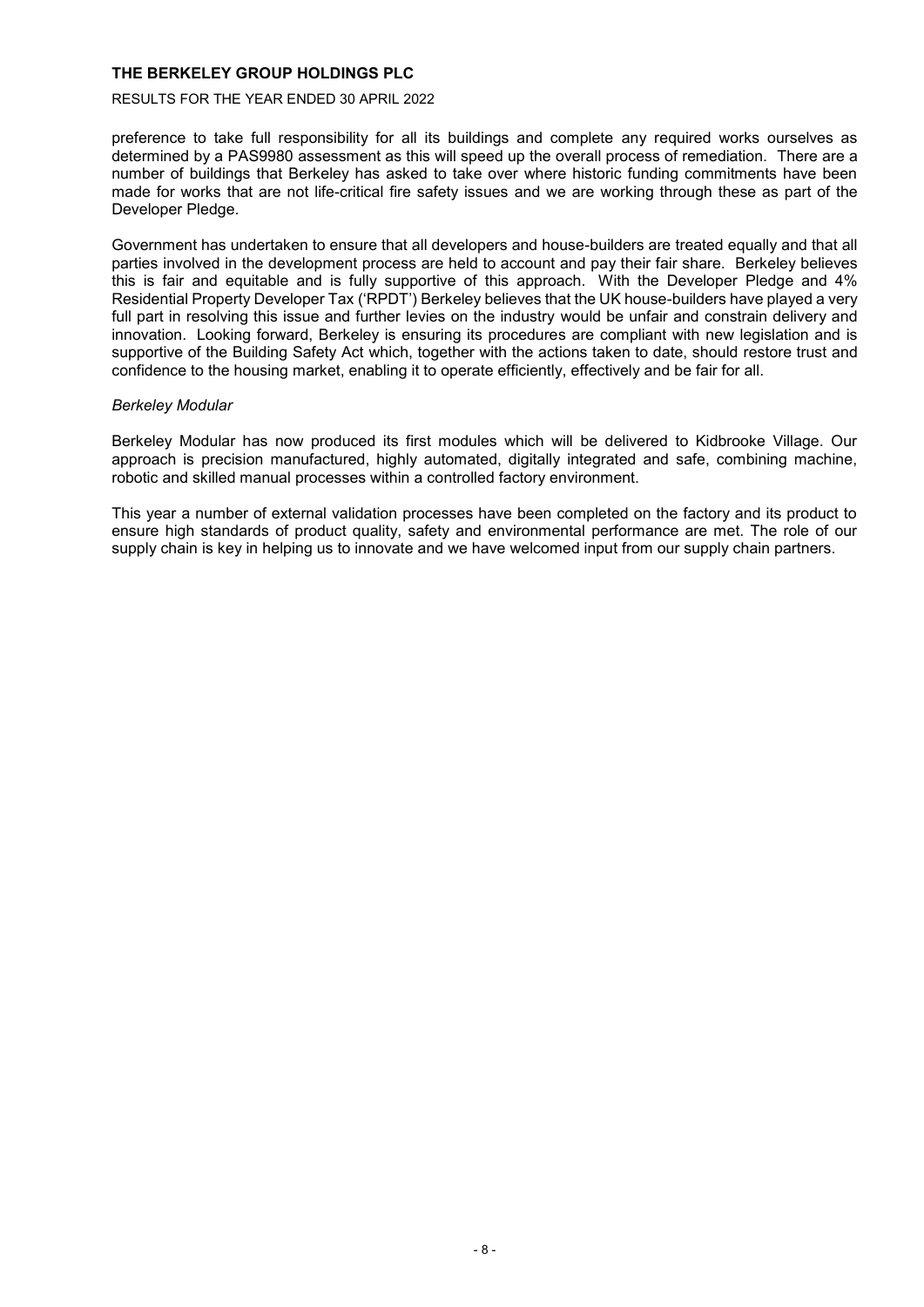preference to take full responsibility for all its buildings and complete any required works ourselves as determined by a PAS9980 assessment as this will speed up the overall process of remediation. There are a number of buildings that Berkeley has asked to take over where historic funding commitments have been made for works that are not life-critical fire safety issues and we are working through these as part of the Developer Pledge.

Government has undertaken to ensure that all developers and house-builders are treated equally and that all parties involved in the development process are held to account and pay their fair share. Berkeley believes this is fair and equitable and is fully supportive of this approach. With the Developer Pledge and 4% Residential Property Developer Tax ('RPDT') Berkeley believes that the UK house-builders have played a very full part in resolving this issue and further levies on the industry would be unfair and constrain delivery and innovation. Looking forward, Berkeley is ensuring its procedures are compliant with new legislation and is supportive of the Building Safety Act which, together with the actions taken to date, should restore trust and confidence to the housing market, enabling it to operate efficiently, effectively and be fair for all.

*Berkeley Modular*

Berkeley Modular has now produced its first modules which will be delivered to Kidbrooke Village. Our approach is precision manufactured, highly automated, digitally integrated and safe, combining machine, robotic and skilled manual processes within a controlled factory environment.

This year a number of external validation processes have been completed on the factory and its product to ensure high standards of product quality, safety and environmental performance are met. The role of our supply chain is key in helping us to innovate and we have welcomed input from our supply chain partners.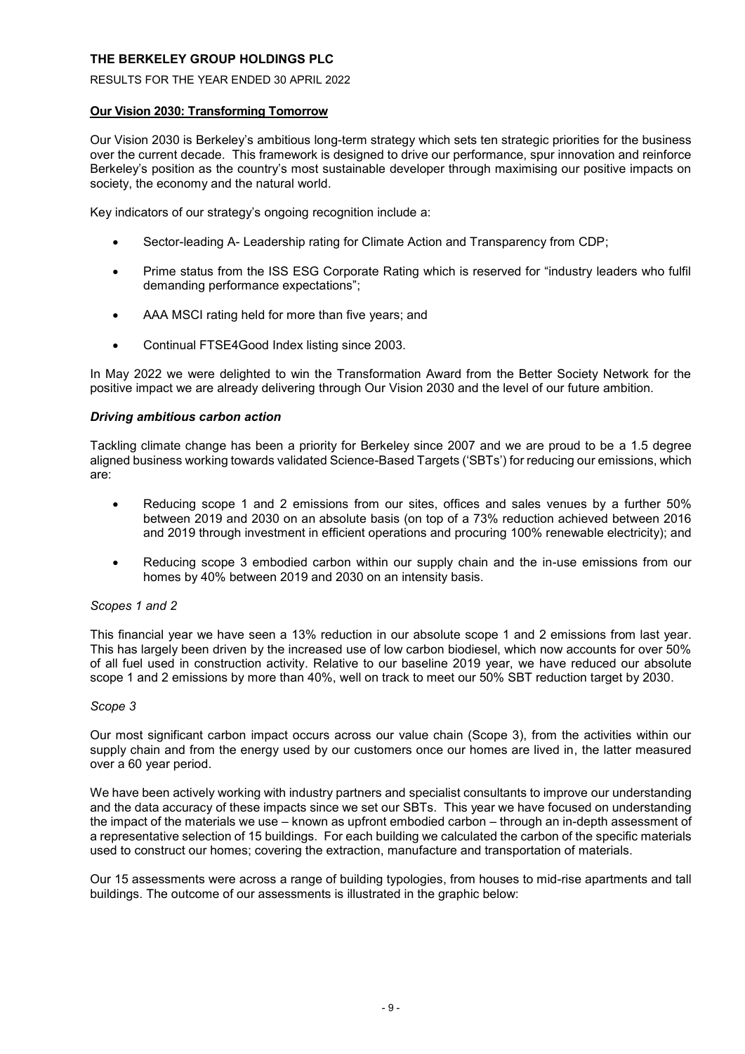## Our Vision 2030: Transforming Tomorrow

Our Vision 2030 is Berkeley's ambitious long-term strategy which sets ten strategic priorities for the business over the current decade. This framework is designed to drive our performance, spur innovation and reinforce Berkeley's position as the country's most sustainable developer through maximising our positive impacts on society, the economy and the natural world.

Key indicators of our strategy's ongoing recognition include a:

- Sector-leading A- Leadership rating for Climate Action and Transparency from CDP;
- Prime status from the ISS ESG Corporate Rating which is reserved for "industry leaders who fulfil demanding performance expectations";
- AAA MSCI rating held for more than five years; and
- Continual FTSE4Good Index listing since 2003.

In May 2022 we were delighted to win the Transformation Award from the Better Society Network for the positive impact we are already delivering through Our Vision 2030 and the level of our future ambition.

### *Driving ambitious carbon action*

Tackling climate change has been a priority for Berkeley since 2007 and we are proud to be a 1.5 degree aligned business working towards validated Science-Based Targets ('SBTs') for reducing our emissions, which are:

- Reducing scope 1 and 2 emissions from our sites, offices and sales venues by a further 50% between 2019 and 2030 on an absolute basis (on top of a 73% reduction achieved between 2016 and 2019 through investment in efficient operations and procuring 100% renewable electricity); and
- Reducing scope 3 embodied carbon within our supply chain and the in-use emissions from our homes by 40% between 2019 and 2030 on an intensity basis.

*Scopes 1 and 2*

This financial year we have seen a 13% reduction in our absolute scope 1 and 2 emissions from last year. This has largely been driven by the increased use of low carbon biodiesel, which now accounts for over 50% of all fuel used in construction activity. Relative to our baseline 2019 year, we have reduced our absolute scope 1 and 2 emissions by more than 40%, well on track to meet our 50% SBT reduction target by 2030.

*Scope 3*

Our most significant carbon impact occurs across our value chain (Scope 3), from the activities within our supply chain and from the energy used by our customers once our homes are lived in, the latter measured over a 60 year period.

We have been actively working with industry partners and specialist consultants to improve our understanding and the data accuracy of these impacts since we set our SBTs. This year we have focused on understanding the impact of the materials we use – known as upfront embodied carbon – through an in-depth assessment of a representative selection of 15 buildings. For each building we calculated the carbon of the specific materials used to construct our homes; covering the extraction, manufacture and transportation of materials.

Our 15 assessments were across a range of building typologies, from houses to mid-rise apartments and tall buildings. The outcome of our assessments is illustrated in the graphic below: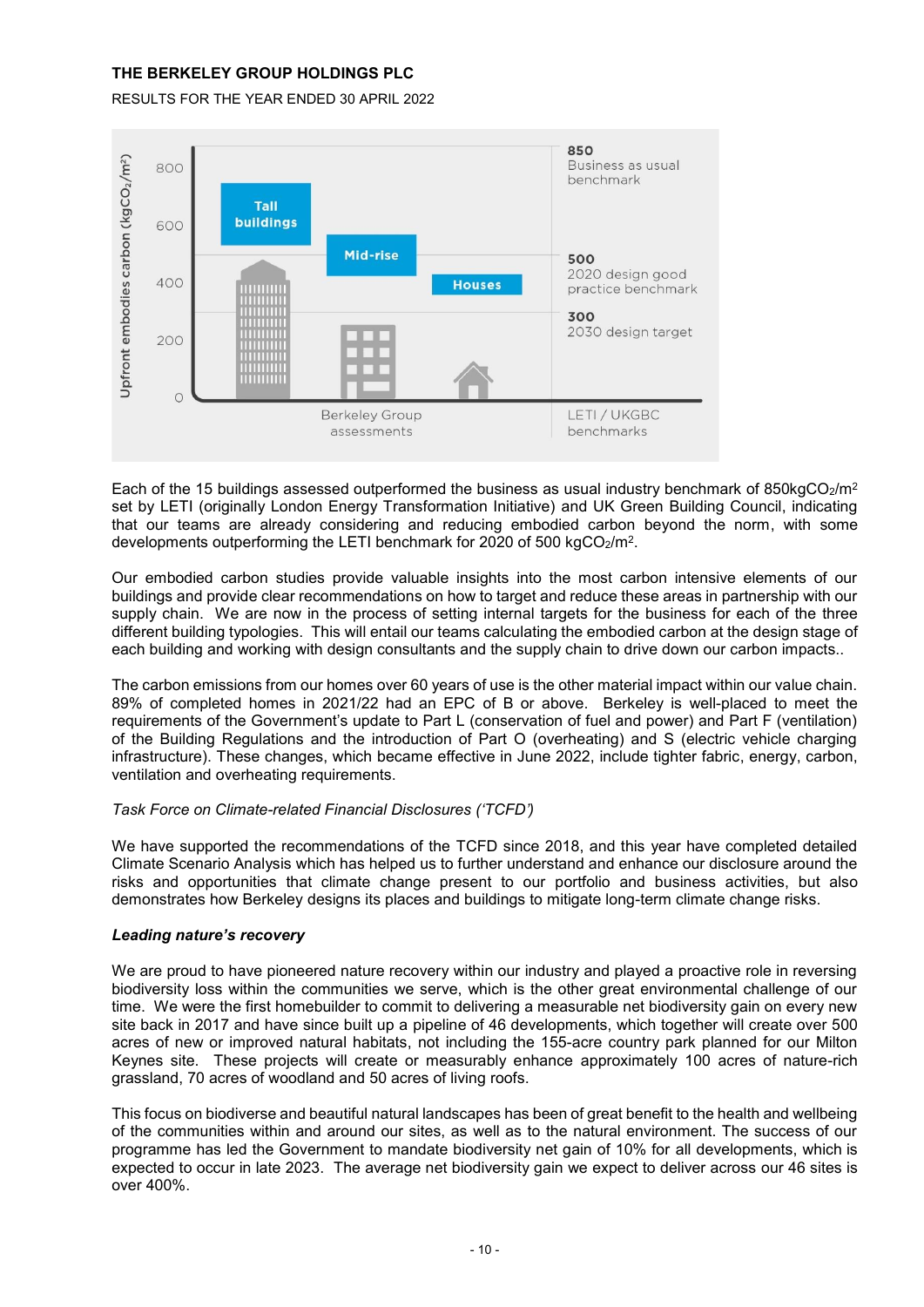Upfront embodies carbon ($kgCO_2/m^2$)

| | Berkeley Group assessments | LETI / UKGBC benchmarks |
|---|---|---|
| Tall buildings | ~650 | |
| Mid-rise | ~500 | |
| Houses | ~400 | |
| 850 | | Business as usual benchmark |
| 500 | | 2020 design good practice benchmark |
| 300 | | 2030 design target |

Each of the 15 buildings assessed outperformed the business as usual industry benchmark of 850kg$CO_2$/m[2] set by LETI (originally London Energy Transformation Initiative) and UK Green Building Council, indicating that our teams are already considering and reducing embodied carbon beyond the norm, with some developments outperforming the LETI benchmark for 2020 of 500 kg$CO_2$/m[2].

Our embodied carbon studies provide valuable insights into the most carbon intensive elements of our buildings and provide clear recommendations on how to target and reduce these areas in partnership with our supply chain. We are now in the process of setting internal targets for the business for each of the three different building typologies. This will entail our teams calculating the embodied carbon at the design stage of each building and working with design consultants and the supply chain to drive down our carbon impacts..

The carbon emissions from our homes over 60 years of use is the other material impact within our value chain. 89% of completed homes in 2021/22 had an EPC of B or above. Berkeley is well-placed to meet the requirements of the Government's update to Part L (conservation of fuel and power) and Part F (ventilation) of the Building Regulations and the introduction of Part O (overheating) and S (electric vehicle charging infrastructure). These changes, which became effective in June 2022, include tighter fabric, energy, carbon, ventilation and overheating requirements.

*Task Force on Climate-related Financial Disclosures ('TCFD')*

We have supported the recommendations of the TCFD since 2018, and this year have completed detailed Climate Scenario Analysis which has helped us to further understand and enhance our disclosure around the risks and opportunities that climate change present to our portfolio and business activities, but also demonstrates how Berkeley designs its places and buildings to mitigate long-term climate change risks.

***Leading nature's recovery***

We are proud to have pioneered nature recovery within our industry and played a proactive role in reversing biodiversity loss within the communities we serve, which is the other great environmental challenge of our time. We were the first homebuilder to commit to delivering a measurable net biodiversity gain on every new site back in 2017 and have since built up a pipeline of 46 developments, which together will create over 500 acres of new or improved natural habitats, not including the 155-acre country park planned for our Milton Keynes site. These projects will create or measurably enhance approximately 100 acres of nature-rich grassland, 70 acres of woodland and 50 acres of living roofs.

This focus on biodiverse and beautiful natural landscapes has been of great benefit to the health and wellbeing of the communities within and around our sites, as well as to the natural environment. The success of our programme has led the Government to mandate biodiversity net gain of 10% for all developments, which is expected to occur in late 2023. The average net biodiversity gain we expect to deliver across our 46 sites is over 400%.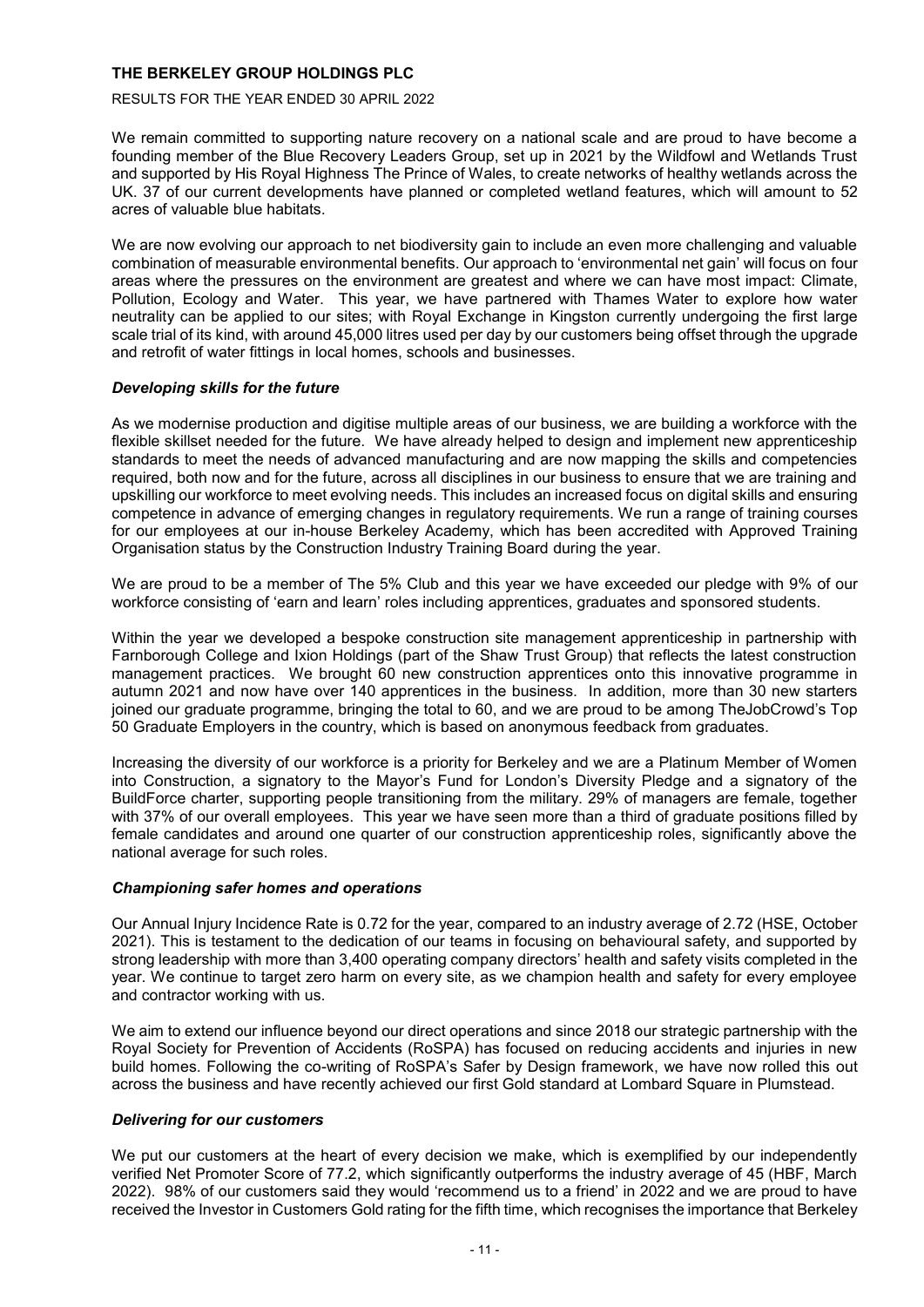We remain committed to supporting nature recovery on a national scale and are proud to have become a founding member of the Blue Recovery Leaders Group, set up in 2021 by the Wildfowl and Wetlands Trust and supported by His Royal Highness The Prince of Wales, to create networks of healthy wetlands across the UK. 37 of our current developments have planned or completed wetland features, which will amount to 52 acres of valuable blue habitats.

We are now evolving our approach to net biodiversity gain to include an even more challenging and valuable combination of measurable environmental benefits. Our approach to 'environmental net gain' will focus on four areas where the pressures on the environment are greatest and where we can have most impact: Climate, Pollution, Ecology and Water. This year, we have partnered with Thames Water to explore how water neutrality can be applied to our sites; with Royal Exchange in Kingston currently undergoing the first large scale trial of its kind, with around 45,000 litres used per day by our customers being offset through the upgrade and retrofit of water fittings in local homes, schools and businesses.

### *Developing skills for the future*

As we modernise production and digitise multiple areas of our business, we are building a workforce with the flexible skillset needed for the future. We have already helped to design and implement new apprenticeship standards to meet the needs of advanced manufacturing and are now mapping the skills and competencies required, both now and for the future, across all disciplines in our business to ensure that we are training and upskilling our workforce to meet evolving needs. This includes an increased focus on digital skills and ensuring competence in advance of emerging changes in regulatory requirements. We run a range of training courses for our employees at our in-house Berkeley Academy, which has been accredited with Approved Training Organisation status by the Construction Industry Training Board during the year.

We are proud to be a member of The 5% Club and this year we have exceeded our pledge with 9% of our workforce consisting of 'earn and learn' roles including apprentices, graduates and sponsored students.

Within the year we developed a bespoke construction site management apprenticeship in partnership with Farnborough College and Ixion Holdings (part of the Shaw Trust Group) that reflects the latest construction management practices. We brought 60 new construction apprentices onto this innovative programme in autumn 2021 and now have over 140 apprentices in the business. In addition, more than 30 new starters joined our graduate programme, bringing the total to 60, and we are proud to be among TheJobCrowd's Top 50 Graduate Employers in the country, which is based on anonymous feedback from graduates.

Increasing the diversity of our workforce is a priority for Berkeley and we are a Platinum Member of Women into Construction, a signatory to the Mayor's Fund for London's Diversity Pledge and a signatory of the BuildForce charter, supporting people transitioning from the military. 29% of managers are female, together with 37% of our overall employees. This year we have seen more than a third of graduate positions filled by female candidates and around one quarter of our construction apprenticeship roles, significantly above the national average for such roles.

### *Championing safer homes and operations*

Our Annual Injury Incidence Rate is 0.72 for the year, compared to an industry average of 2.72 (HSE, October 2021). This is testament to the dedication of our teams in focusing on behavioural safety, and supported by strong leadership with more than 3,400 operating company directors' health and safety visits completed in the year. We continue to target zero harm on every site, as we champion health and safety for every employee and contractor working with us.

We aim to extend our influence beyond our direct operations and since 2018 our strategic partnership with the Royal Society for Prevention of Accidents (RoSPA) has focused on reducing accidents and injuries in new build homes. Following the co-writing of RoSPA's Safer by Design framework, we have now rolled this out across the business and have recently achieved our first Gold standard at Lombard Square in Plumstead.

### *Delivering for our customers*

We put our customers at the heart of every decision we make, which is exemplified by our independently verified Net Promoter Score of 77.2, which significantly outperforms the industry average of 45 (HBF, March 2022). 98% of our customers said they would 'recommend us to a friend' in 2022 and we are proud to have received the Investor in Customers Gold rating for the fifth time, which recognises the importance that Berkeley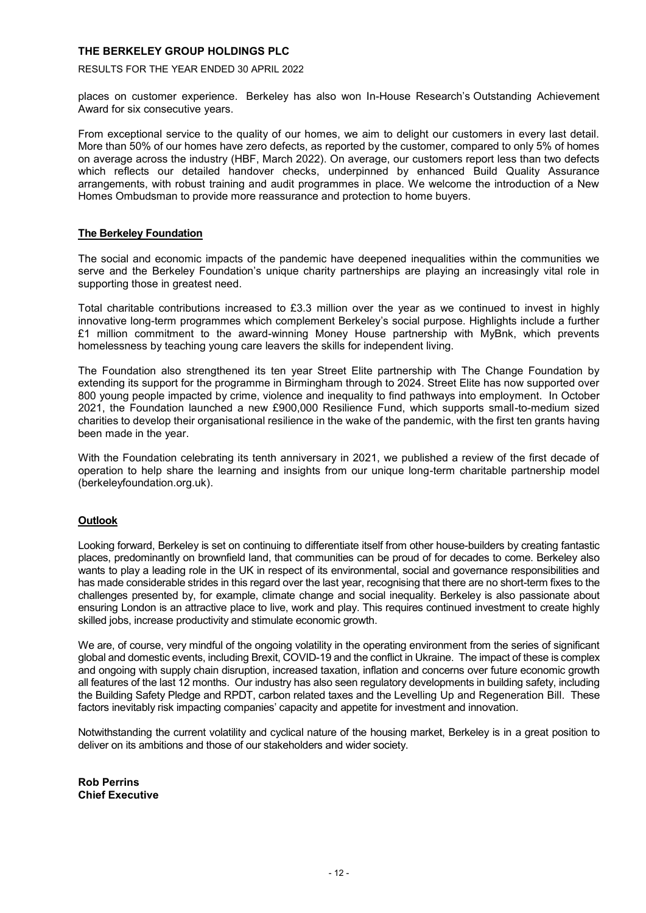places on customer experience. Berkeley has also won In-House Research's Outstanding Achievement Award for six consecutive years.

From exceptional service to the quality of our homes, we aim to delight our customers in every last detail. More than 50% of our homes have zero defects, as reported by the customer, compared to only 5% of homes on average across the industry (HBF, March 2022). On average, our customers report less than two defects which reflects our detailed handover checks, underpinned by enhanced Build Quality Assurance arrangements, with robust training and audit programmes in place. We welcome the introduction of a New Homes Ombudsman to provide more reassurance and protection to home buyers.

**The Berkeley Foundation**

The social and economic impacts of the pandemic have deepened inequalities within the communities we serve and the Berkeley Foundation's unique charity partnerships are playing an increasingly vital role in supporting those in greatest need.

Total charitable contributions increased to £3.3 million over the year as we continued to invest in highly innovative long-term programmes which complement Berkeley's social purpose. Highlights include a further £1 million commitment to the award-winning Money House partnership with MyBnk, which prevents homelessness by teaching young care leavers the skills for independent living.

The Foundation also strengthened its ten year Street Elite partnership with The Change Foundation by extending its support for the programme in Birmingham through to 2024. Street Elite has now supported over 800 young people impacted by crime, violence and inequality to find pathways into employment. In October 2021, the Foundation launched a new £900,000 Resilience Fund, which supports small-to-medium sized charities to develop their organisational resilience in the wake of the pandemic, with the first ten grants having been made in the year.

With the Foundation celebrating its tenth anniversary in 2021, we published a review of the first decade of operation to help share the learning and insights from our unique long-term charitable partnership model (berkeleyfoundation.org.uk).

**Outlook**

Looking forward, Berkeley is set on continuing to differentiate itself from other house-builders by creating fantastic places, predominantly on brownfield land, that communities can be proud of for decades to come. Berkeley also wants to play a leading role in the UK in respect of its environmental, social and governance responsibilities and has made considerable strides in this regard over the last year, recognising that there are no short-term fixes to the challenges presented by, for example, climate change and social inequality. Berkeley is also passionate about ensuring London is an attractive place to live, work and play. This requires continued investment to create highly skilled jobs, increase productivity and stimulate economic growth.

We are, of course, very mindful of the ongoing volatility in the operating environment from the series of significant global and domestic events, including Brexit, COVID-19 and the conflict in Ukraine. The impact of these is complex and ongoing with supply chain disruption, increased taxation, inflation and concerns over future economic growth all features of the last 12 months. Our industry has also seen regulatory developments in building safety, including the Building Safety Pledge and RPDT, carbon related taxes and the Levelling Up and Regeneration Bill. These factors inevitably risk impacting companies' capacity and appetite for investment and innovation.

Notwithstanding the current volatility and cyclical nature of the housing market, Berkeley is in a great position to deliver on its ambitions and those of our stakeholders and wider society.

**Rob Perrins**
**Chief Executive**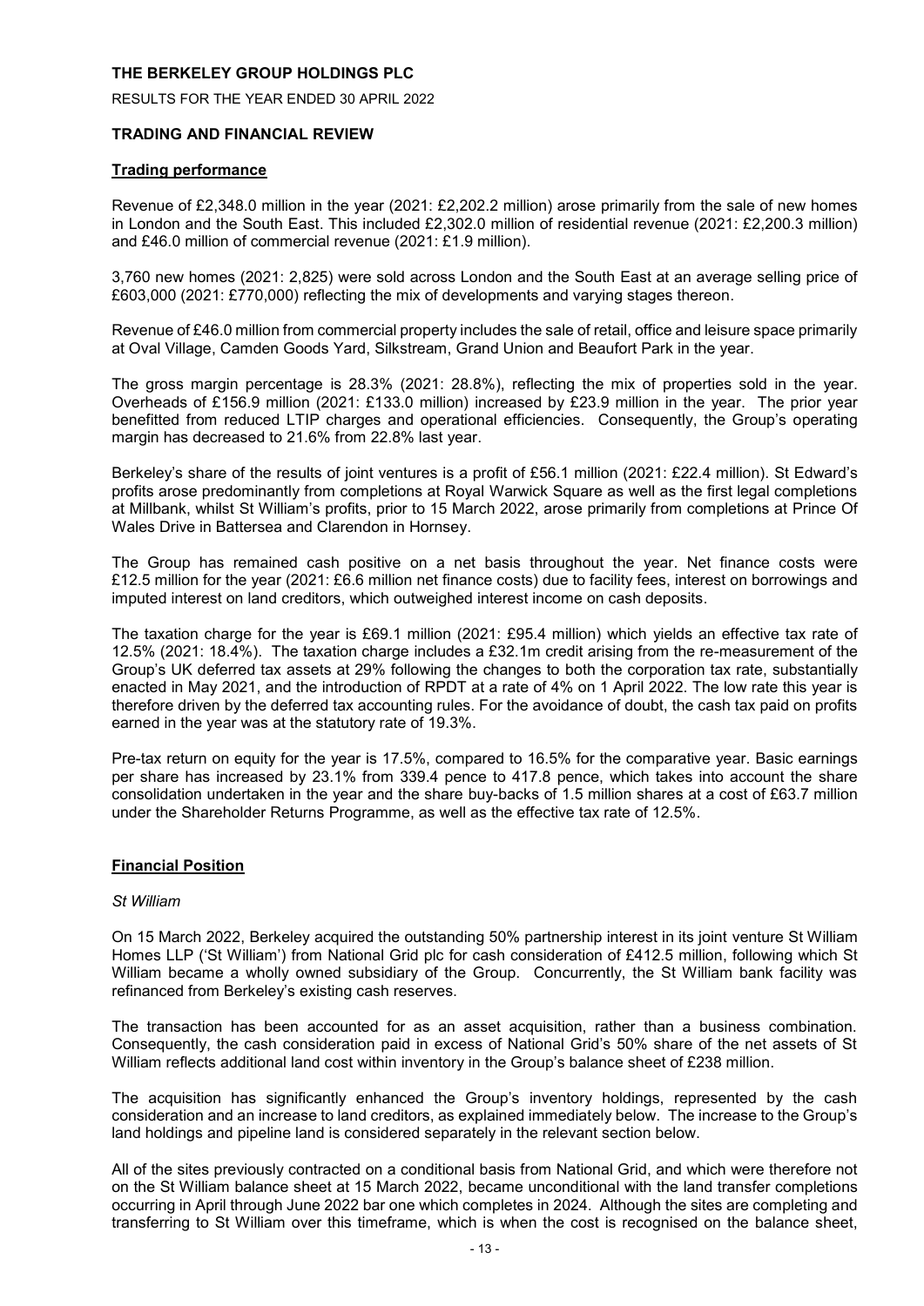**THE BERKELEY GROUP HOLDINGS PLC**

RESULTS FOR THE YEAR ENDED 30 APRIL 2022

**TRADING AND FINANCIAL REVIEW**

**Trading performance**

Revenue of £2,348.0 million in the year (2021: £2,202.2 million) arose primarily from the sale of new homes in London and the South East. This included £2,302.0 million of residential revenue (2021: £2,200.3 million) and £46.0 million of commercial revenue (2021: £1.9 million).

3,760 new homes (2021: 2,825) were sold across London and the South East at an average selling price of £603,000 (2021: £770,000) reflecting the mix of developments and varying stages thereon.

Revenue of £46.0 million from commercial property includes the sale of retail, office and leisure space primarily at Oval Village, Camden Goods Yard, Silkstream, Grand Union and Beaufort Park in the year.

The gross margin percentage is 28.3% (2021: 28.8%), reflecting the mix of properties sold in the year. Overheads of £156.9 million (2021: £133.0 million) increased by £23.9 million in the year. The prior year benefitted from reduced LTIP charges and operational efficiencies. Consequently, the Group's operating margin has decreased to 21.6% from 22.8% last year.

Berkeley's share of the results of joint ventures is a profit of £56.1 million (2021: £22.4 million). St Edward's profits arose predominantly from completions at Royal Warwick Square as well as the first legal completions at Millbank, whilst St William's profits, prior to 15 March 2022, arose primarily from completions at Prince Of Wales Drive in Battersea and Clarendon in Hornsey.

The Group has remained cash positive on a net basis throughout the year. Net finance costs were £12.5 million for the year (2021: £6.6 million net finance costs) due to facility fees, interest on borrowings and imputed interest on land creditors, which outweighed interest income on cash deposits.

The taxation charge for the year is £69.1 million (2021: £95.4 million) which yields an effective tax rate of 12.5% (2021: 18.4%). The taxation charge includes a £32.1m credit arising from the re-measurement of the Group's UK deferred tax assets at 29% following the changes to both the corporation tax rate, substantially enacted in May 2021, and the introduction of RPDT at a rate of 4% on 1 April 2022. The low rate this year is therefore driven by the deferred tax accounting rules. For the avoidance of doubt, the cash tax paid on profits earned in the year was at the statutory rate of 19.3%.

Pre-tax return on equity for the year is 17.5%, compared to 16.5% for the comparative year. Basic earnings per share has increased by 23.1% from 339.4 pence to 417.8 pence, which takes into account the share consolidation undertaken in the year and the share buy-backs of 1.5 million shares at a cost of £63.7 million under the Shareholder Returns Programme, as well as the effective tax rate of 12.5%.

**Financial Position**

*St William*

On 15 March 2022, Berkeley acquired the outstanding 50% partnership interest in its joint venture St William Homes LLP ('St William') from National Grid plc for cash consideration of £412.5 million, following which St William became a wholly owned subsidiary of the Group. Concurrently, the St William bank facility was refinanced from Berkeley's existing cash reserves.

The transaction has been accounted for as an asset acquisition, rather than a business combination. Consequently, the cash consideration paid in excess of National Grid's 50% share of the net assets of St William reflects additional land cost within inventory in the Group's balance sheet of £238 million.

The acquisition has significantly enhanced the Group's inventory holdings, represented by the cash consideration and an increase to land creditors, as explained immediately below. The increase to the Group's land holdings and pipeline land is considered separately in the relevant section below.

All of the sites previously contracted on a conditional basis from National Grid, and which were therefore not on the St William balance sheet at 15 March 2022, became unconditional with the land transfer completions occurring in April through June 2022 bar one which completes in 2024. Although the sites are completing and transferring to St William over this timeframe, which is when the cost is recognised on the balance sheet,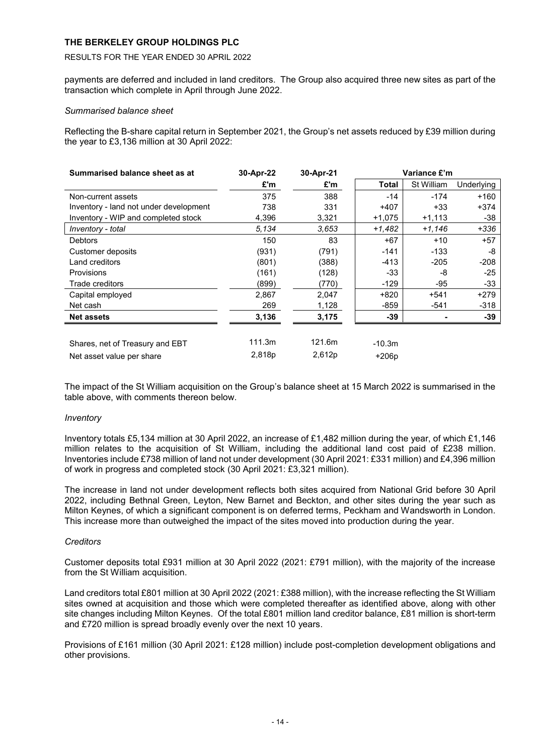payments are deferred and included in land creditors. The Group also acquired three new sites as part of the transaction which complete in April through June 2022.

*Summarised balance sheet*

Reflecting the B-share capital return in September 2021, the Group's net assets reduced by £39 million during the year to £3,136 million at 30 April 2022:

| Summarised balance sheet as at | 30-Apr-22 | 30-Apr-21 | Variance £'m | | |
|---|---|---|---|---|---|
| | £'m | £'m | Total | St William | Underlying |
| Non-current assets | 375 | 388 | -14 | -174 | +160 |
| Inventory - land not under development | 738 | 331 | +407 | +33 | +374 |
| Inventory - WIP and completed stock | 4,396 | 3,321 | +1,075 | +1,113 | -38 |
| *Inventory - total* | *5,134* | *3,653* | *+1,482* | *+1,146* | *+336* |
| Debtors | 150 | 83 | +67 | +10 | +57 |
| Customer deposits | (931) | (791) | -141 | -133 | -8 |
| Land creditors | (801) | (388) | -413 | -205 | -208 |
| Provisions | (161) | (128) | -33 | -8 | -25 |
| Trade creditors | (899) | (770) | -129 | -95 | -33 |
| Capital employed | 2,867 | 2,047 | +820 | +541 | +279 |
| Net cash | 269 | 1,128 | -859 | -541 | -318 |
| **Net assets** | **3,136** | **3,175** | **-39** | **-** | **-39** |
| | | | | | |
| Shares, net of Treasury and EBT | 111.3m | 121.6m | -10.3m | | |
| Net asset value per share | 2,818p | 2,612p | +206p | | |

The impact of the St William acquisition on the Group's balance sheet at 15 March 2022 is summarised in the table above, with comments thereon below.

*Inventory*

Inventory totals £5,134 million at 30 April 2022, an increase of £1,482 million during the year, of which £1,146 million relates to the acquisition of St William, including the additional land cost paid of £238 million. Inventories include £738 million of land not under development (30 April 2021: £331 million) and £4,396 million of work in progress and completed stock (30 April 2021: £3,321 million).

The increase in land not under development reflects both sites acquired from National Grid before 30 April 2022, including Bethnal Green, Leyton, New Barnet and Beckton, and other sites during the year such as Milton Keynes, of which a significant component is on deferred terms, Peckham and Wandsworth in London. This increase more than outweighed the impact of the sites moved into production during the year.

*Creditors*

Customer deposits total £931 million at 30 April 2022 (2021: £791 million), with the majority of the increase from the St William acquisition.

Land creditors total £801 million at 30 April 2022 (2021: £388 million), with the increase reflecting the St William sites owned at acquisition and those which were completed thereafter as identified above, along with other site changes including Milton Keynes. Of the total £801 million land creditor balance, £81 million is short-term and £720 million is spread broadly evenly over the next 10 years.

Provisions of £161 million (30 April 2021: £128 million) include post-completion development obligations and other provisions.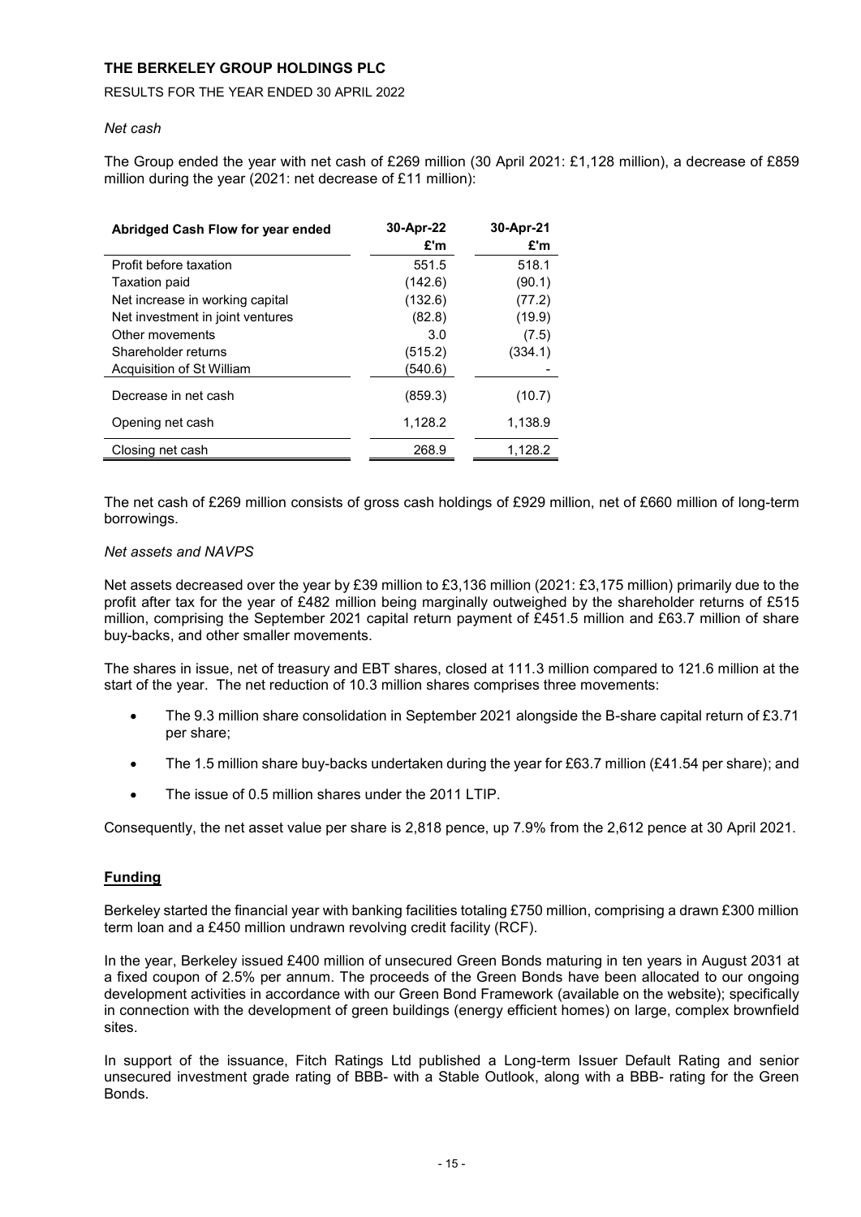# THE BERKELEY GROUP HOLDINGS PLC

RESULTS FOR THE YEAR ENDED 30 APRIL 2022

*Net cash*

The Group ended the year with net cash of £269 million (30 April 2021: £1,128 million), a decrease of £859 million during the year (2021: net decrease of £11 million):

| Abridged Cash Flow for year ended | 30-Apr-22 £'m | 30-Apr-21 £'m |
|---|---|---|
| Profit before taxation | 551.5 | 518.1 |
| Taxation paid | (142.6) | (90.1) |
| Net increase in working capital | (132.6) | (77.2) |
| Net investment in joint ventures | (82.8) | (19.9) |
| Other movements | 3.0 | (7.5) |
| Shareholder returns | (515.2) | (334.1) |
| Acquisition of St William | (540.6) | - |
| Decrease in net cash | (859.3) | (10.7) |
| Opening net cash | 1,128.2 | 1,138.9 |
| Closing net cash | 268.9 | 1,128.2 |

The net cash of £269 million consists of gross cash holdings of £929 million, net of £660 million of long-term borrowings.

*Net assets and NAVPS*

Net assets decreased over the year by £39 million to £3,136 million (2021: £3,175 million) primarily due to the profit after tax for the year of £482 million being marginally outweighed by the shareholder returns of £515 million, comprising the September 2021 capital return payment of £451.5 million and £63.7 million of share buy-backs, and other smaller movements.

The shares in issue, net of treasury and EBT shares, closed at 111.3 million compared to 121.6 million at the start of the year. The net reduction of 10.3 million shares comprises three movements:

- The 9.3 million share consolidation in September 2021 alongside the B-share capital return of £3.71 per share;
- The 1.5 million share buy-backs undertaken during the year for £63.7 million (£41.54 per share); and
- The issue of 0.5 million shares under the 2011 LTIP.

Consequently, the net asset value per share is 2,818 pence, up 7.9% from the 2,612 pence at 30 April 2021.

## Funding

Berkeley started the financial year with banking facilities totaling £750 million, comprising a drawn £300 million term loan and a £450 million undrawn revolving credit facility (RCF).

In the year, Berkeley issued £400 million of unsecured Green Bonds maturing in ten years in August 2031 at a fixed coupon of 2.5% per annum. The proceeds of the Green Bonds have been allocated to our ongoing development activities in accordance with our Green Bond Framework (available on the website); specifically in connection with the development of green buildings (energy efficient homes) on large, complex brownfield sites.

In support of the issuance, Fitch Ratings Ltd published a Long-term Issuer Default Rating and senior unsecured investment grade rating of BBB- with a Stable Outlook, along with a BBB- rating for the Green Bonds.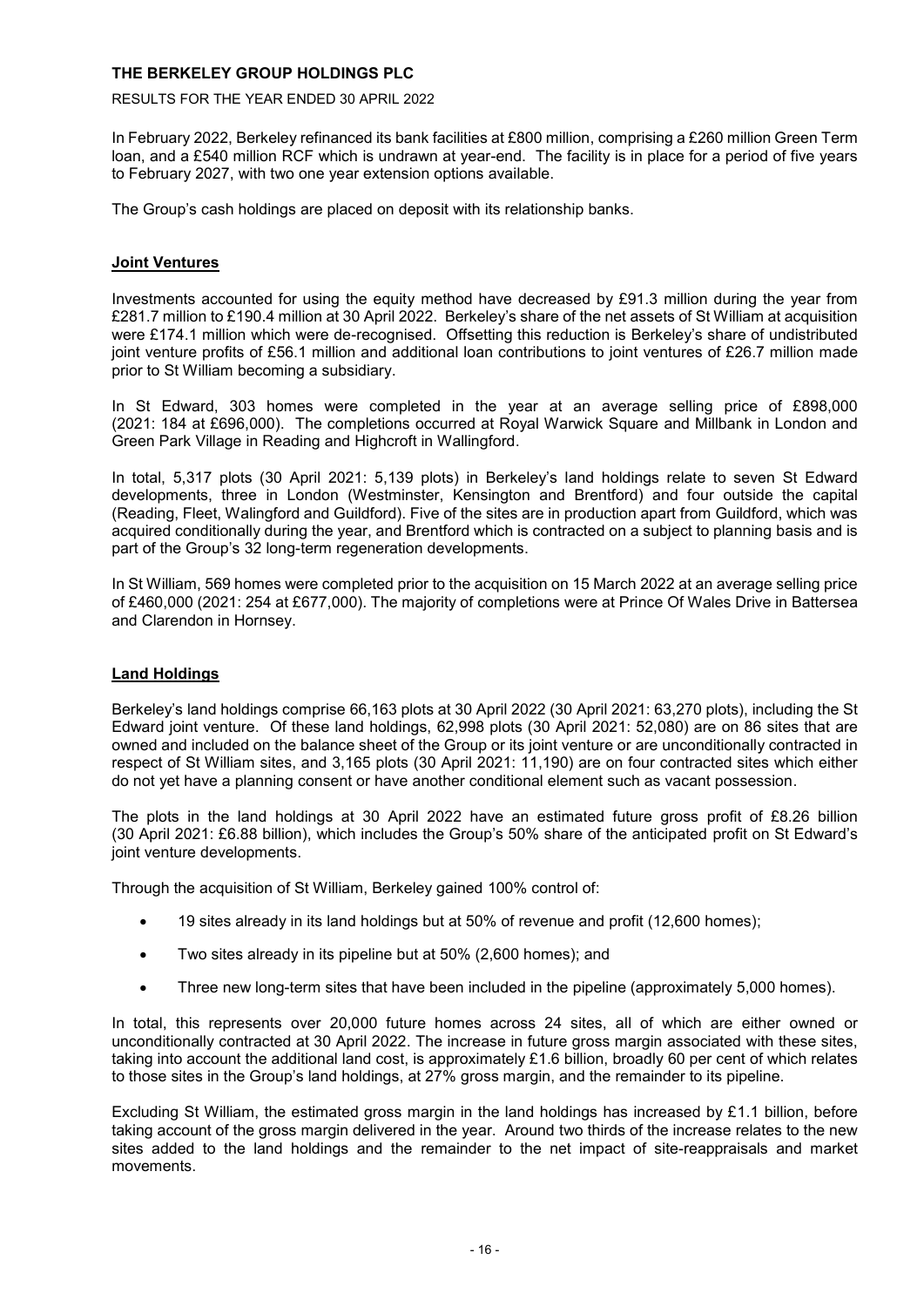In February 2022, Berkeley refinanced its bank facilities at £800 million, comprising a £260 million Green Term loan, and a £540 million RCF which is undrawn at year-end. The facility is in place for a period of five years to February 2027, with two one year extension options available.

The Group's cash holdings are placed on deposit with its relationship banks.

## Joint Ventures

Investments accounted for using the equity method have decreased by £91.3 million during the year from £281.7 million to £190.4 million at 30 April 2022. Berkeley's share of the net assets of St William at acquisition were £174.1 million which were de-recognised. Offsetting this reduction is Berkeley's share of undistributed joint venture profits of £56.1 million and additional loan contributions to joint ventures of £26.7 million made prior to St William becoming a subsidiary.

In St Edward, 303 homes were completed in the year at an average selling price of £898,000 (2021: 184 at £696,000). The completions occurred at Royal Warwick Square and Millbank in London and Green Park Village in Reading and Highcroft in Wallingford.

In total, 5,317 plots (30 April 2021: 5,139 plots) in Berkeley's land holdings relate to seven St Edward developments, three in London (Westminster, Kensington and Brentford) and four outside the capital (Reading, Fleet, Walingford and Guildford). Five of the sites are in production apart from Guildford, which was acquired conditionally during the year, and Brentford which is contracted on a subject to planning basis and is part of the Group's 32 long-term regeneration developments.

In St William, 569 homes were completed prior to the acquisition on 15 March 2022 at an average selling price of £460,000 (2021: 254 at £677,000). The majority of completions were at Prince Of Wales Drive in Battersea and Clarendon in Hornsey.

## Land Holdings

Berkeley's land holdings comprise 66,163 plots at 30 April 2022 (30 April 2021: 63,270 plots), including the St Edward joint venture. Of these land holdings, 62,998 plots (30 April 2021: 52,080) are on 86 sites that are owned and included on the balance sheet of the Group or its joint venture or are unconditionally contracted in respect of St William sites, and 3,165 plots (30 April 2021: 11,190) are on four contracted sites which either do not yet have a planning consent or have another conditional element such as vacant possession.

The plots in the land holdings at 30 April 2022 have an estimated future gross profit of £8.26 billion (30 April 2021: £6.88 billion), which includes the Group's 50% share of the anticipated profit on St Edward's joint venture developments.

Through the acquisition of St William, Berkeley gained 100% control of:

- 19 sites already in its land holdings but at 50% of revenue and profit (12,600 homes);
- Two sites already in its pipeline but at 50% (2,600 homes); and
- Three new long-term sites that have been included in the pipeline (approximately 5,000 homes).

In total, this represents over 20,000 future homes across 24 sites, all of which are either owned or unconditionally contracted at 30 April 2022. The increase in future gross margin associated with these sites, taking into account the additional land cost, is approximately £1.6 billion, broadly 60 per cent of which relates to those sites in the Group's land holdings, at 27% gross margin, and the remainder to its pipeline.

Excluding St William, the estimated gross margin in the land holdings has increased by £1.1 billion, before taking account of the gross margin delivered in the year. Around two thirds of the increase relates to the new sites added to the land holdings and the remainder to the net impact of site-reappraisals and market movements.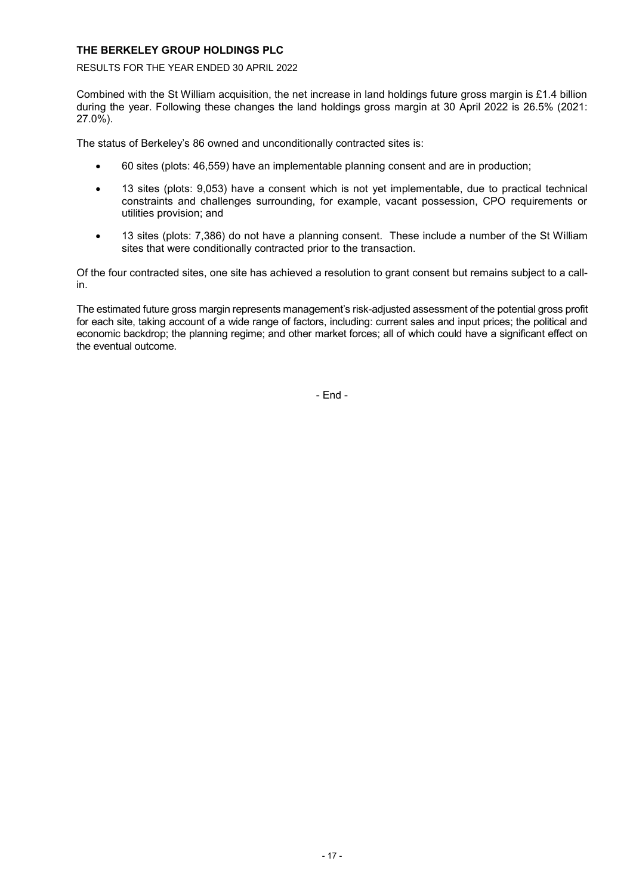Combined with the St William acquisition, the net increase in land holdings future gross margin is £1.4 billion during the year. Following these changes the land holdings gross margin at 30 April 2022 is 26.5% (2021: 27.0%).

The status of Berkeley's 86 owned and unconditionally contracted sites is:

- 60 sites (plots: 46,559) have an implementable planning consent and are in production;
- 13 sites (plots: 9,053) have a consent which is not yet implementable, due to practical technical constraints and challenges surrounding, for example, vacant possession, CPO requirements or utilities provision; and
- 13 sites (plots: 7,386) do not have a planning consent. These include a number of the St William sites that were conditionally contracted prior to the transaction.

Of the four contracted sites, one site has achieved a resolution to grant consent but remains subject to a call-in.

The estimated future gross margin represents management's risk-adjusted assessment of the potential gross profit for each site, taking account of a wide range of factors, including: current sales and input prices; the political and economic backdrop; the planning regime; and other market forces; all of which could have a significant effect on the eventual outcome.

- End -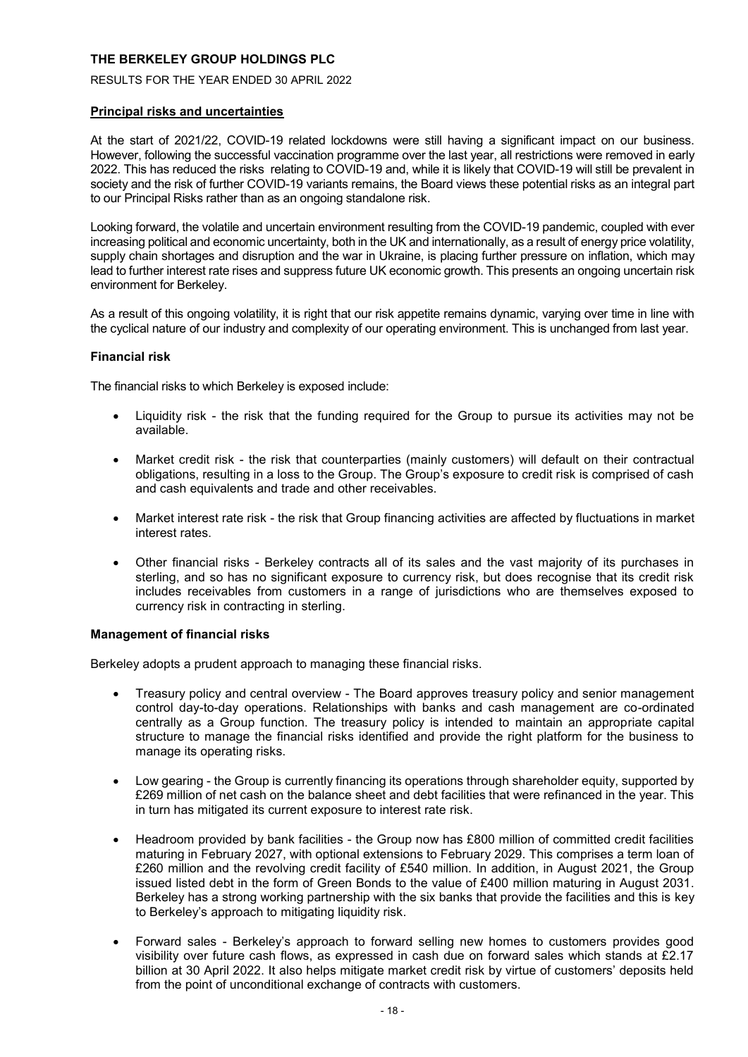**THE BERKELEY GROUP HOLDINGS PLC**

RESULTS FOR THE YEAR ENDED 30 APRIL 2022

## Principal risks and uncertainties

At the start of 2021/22, COVID-19 related lockdowns were still having a significant impact on our business. However, following the successful vaccination programme over the last year, all restrictions were removed in early 2022. This has reduced the risks relating to COVID-19 and, while it is likely that COVID-19 will still be prevalent in society and the risk of further COVID-19 variants remains, the Board views these potential risks as an integral part to our Principal Risks rather than as an ongoing standalone risk.

Looking forward, the volatile and uncertain environment resulting from the COVID-19 pandemic, coupled with ever increasing political and economic uncertainty, both in the UK and internationally, as a result of energy price volatility, supply chain shortages and disruption and the war in Ukraine, is placing further pressure on inflation, which may lead to further interest rate rises and suppress future UK economic growth. This presents an ongoing uncertain risk environment for Berkeley.

As a result of this ongoing volatility, it is right that our risk appetite remains dynamic, varying over time in line with the cyclical nature of our industry and complexity of our operating environment. This is unchanged from last year.

### Financial risk

The financial risks to which Berkeley is exposed include:

- Liquidity risk - the risk that the funding required for the Group to pursue its activities may not be available.
- Market credit risk - the risk that counterparties (mainly customers) will default on their contractual obligations, resulting in a loss to the Group. The Group's exposure to credit risk is comprised of cash and cash equivalents and trade and other receivables.
- Market interest rate risk - the risk that Group financing activities are affected by fluctuations in market interest rates.
- Other financial risks - Berkeley contracts all of its sales and the vast majority of its purchases in sterling, and so has no significant exposure to currency risk, but does recognise that its credit risk includes receivables from customers in a range of jurisdictions who are themselves exposed to currency risk in contracting in sterling.

### Management of financial risks

Berkeley adopts a prudent approach to managing these financial risks.

- Treasury policy and central overview - The Board approves treasury policy and senior management control day-to-day operations. Relationships with banks and cash management are co-ordinated centrally as a Group function. The treasury policy is intended to maintain an appropriate capital structure to manage the financial risks identified and provide the right platform for the business to manage its operating risks.
- Low gearing - the Group is currently financing its operations through shareholder equity, supported by £269 million of net cash on the balance sheet and debt facilities that were refinanced in the year. This in turn has mitigated its current exposure to interest rate risk.
- Headroom provided by bank facilities - the Group now has £800 million of committed credit facilities maturing in February 2027, with optional extensions to February 2029. This comprises a term loan of £260 million and the revolving credit facility of £540 million. In addition, in August 2021, the Group issued listed debt in the form of Green Bonds to the value of £400 million maturing in August 2031. Berkeley has a strong working partnership with the six banks that provide the facilities and this is key to Berkeley's approach to mitigating liquidity risk.
- Forward sales - Berkeley's approach to forward selling new homes to customers provides good visibility over future cash flows, as expressed in cash due on forward sales which stands at £2.17 billion at 30 April 2022. It also helps mitigate market credit risk by virtue of customers' deposits held from the point of unconditional exchange of contracts with customers.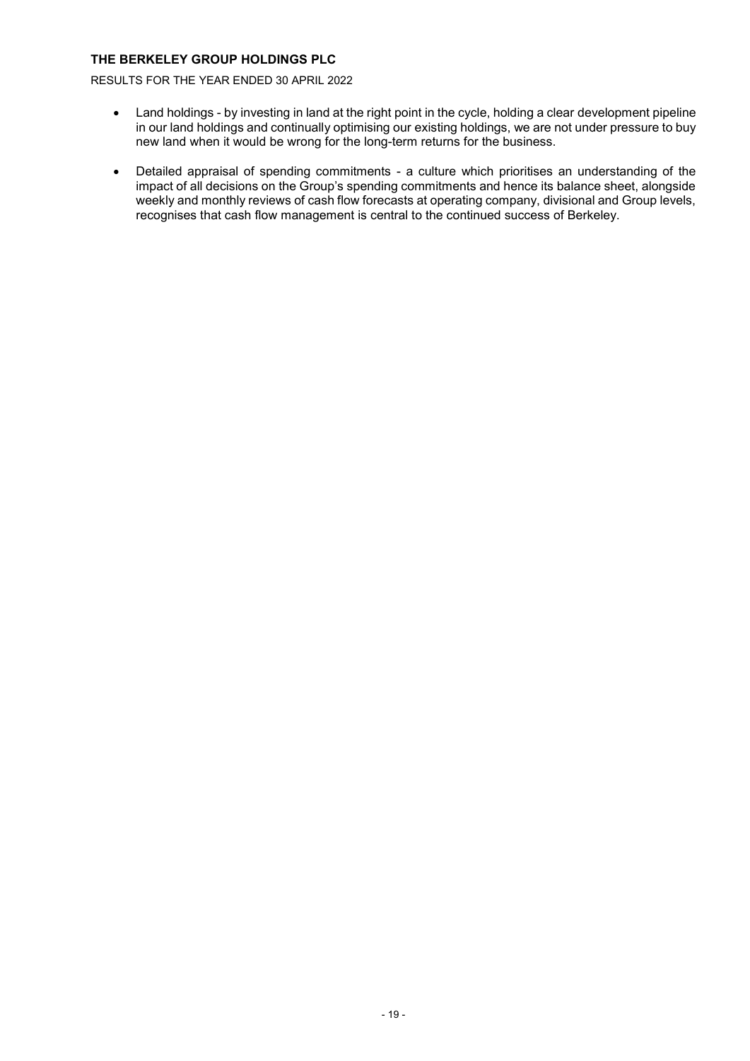- Land holdings - by investing in land at the right point in the cycle, holding a clear development pipeline in our land holdings and continually optimising our existing holdings, we are not under pressure to buy new land when it would be wrong for the long-term returns for the business.

- Detailed appraisal of spending commitments - a culture which prioritises an understanding of the impact of all decisions on the Group's spending commitments and hence its balance sheet, alongside weekly and monthly reviews of cash flow forecasts at operating company, divisional and Group levels, recognises that cash flow management is central to the continued success of Berkeley.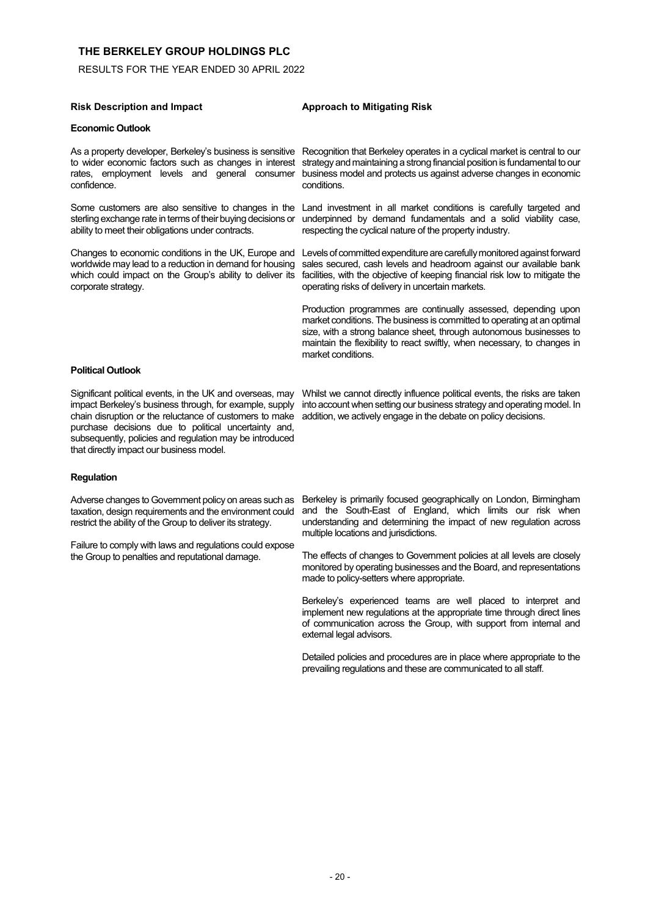| Risk Description and Impact | Approach to Mitigating Risk |
|---|---|
| **Economic Outlook** | |
| As a property developer, Berkeley's business is sensitive to wider economic factors such as changes in interest rates, employment levels and general consumer confidence.<br><br>Some customers are also sensitive to changes in the sterling exchange rate in terms of their buying decisions or ability to meet their obligations under contracts.<br><br>Changes to economic conditions in the UK, Europe and worldwide may lead to a reduction in demand for housing which could impact on the Group's ability to deliver its corporate strategy. | Recognition that Berkeley operates in a cyclical market is central to our strategy and maintaining a strong financial position is fundamental to our business model and protects us against adverse changes in economic conditions.<br><br>Land investment in all market conditions is carefully targeted and underpinned by demand fundamentals and a solid viability case, respecting the cyclical nature of the property industry.<br><br>Levels of committed expenditure are carefully monitored against forward sales secured, cash levels and headroom against our available bank facilities, with the objective of keeping financial risk low to mitigate the operating risks of delivery in uncertain markets.<br><br>Production programmes are continually assessed, depending upon market conditions. The business is committed to operating at an optimal size, with a strong balance sheet, through autonomous businesses to maintain the flexibility to react swiftly, when necessary, to changes in market conditions. |
| **Political Outlook** | |
| Significant political events, in the UK and overseas, may impact Berkeley's business through, for example, supply chain disruption or the reluctance of customers to make purchase decisions due to political uncertainty and, subsequently, policies and regulation may be introduced that directly impact our business model. | Whilst we cannot directly influence political events, the risks are taken into account when setting our business strategy and operating model. In addition, we actively engage in the debate on policy decisions. |
| **Regulation** | |
| Adverse changes to Government policy on areas such as taxation, design requirements and the environment could restrict the ability of the Group to deliver its strategy.<br><br>Failure to comply with laws and regulations could expose the Group to penalties and reputational damage. | Berkeley is primarily focused geographically on London, Birmingham and the South-East of England, which limits our risk when understanding and determining the impact of new regulation across multiple locations and jurisdictions.<br><br>The effects of changes to Government policies at all levels are closely monitored by operating businesses and the Board, and representations made to policy-setters where appropriate.<br><br>Berkeley's experienced teams are well placed to interpret and implement new regulations at the appropriate time through direct lines of communication across the Group, with support from internal and external legal advisors.<br><br>Detailed policies and procedures are in place where appropriate to the prevailing regulations and these are communicated to all staff. |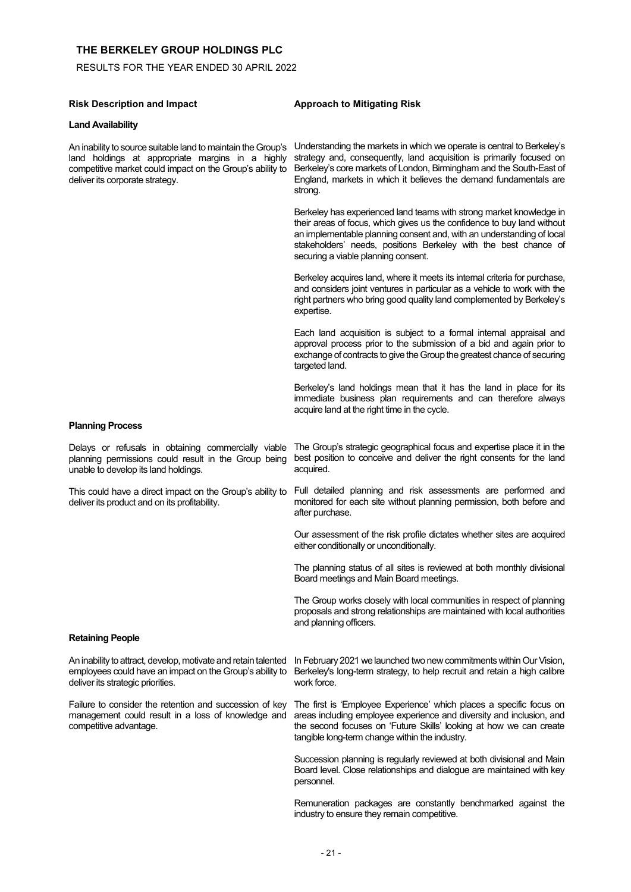| Risk Description and Impact | Approach to Mitigating Risk |
|---|---|
| **Land Availability** | |
| An inability to source suitable land to maintain the Group's land holdings at appropriate margins in a highly competitive market could impact on the Group's ability to deliver its corporate strategy. | Understanding the markets in which we operate is central to Berkeley's strategy and, consequently, land acquisition is primarily focused on Berkeley's core markets of London, Birmingham and the South-East of England, markets in which it believes the demand fundamentals are strong. |
| | Berkeley has experienced land teams with strong market knowledge in their areas of focus, which gives us the confidence to buy land without an implementable planning consent and, with an understanding of local stakeholders' needs, positions Berkeley with the best chance of securing a viable planning consent. |
| | Berkeley acquires land, where it meets its internal criteria for purchase, and considers joint ventures in particular as a vehicle to work with the right partners who bring good quality land complemented by Berkeley's expertise. |
| | Each land acquisition is subject to a formal internal appraisal and approval process prior to the submission of a bid and again prior to exchange of contracts to give the Group the greatest chance of securing targeted land. |
| | Berkeley's land holdings mean that it has the land in place for its immediate business plan requirements and can therefore always acquire land at the right time in the cycle. |
| **Planning Process** | |
| Delays or refusals in obtaining commercially viable planning permissions could result in the Group being unable to develop its land holdings. | The Group's strategic geographical focus and expertise place it in the best position to conceive and deliver the right consents for the land acquired. |
| This could have a direct impact on the Group's ability to deliver its product and on its profitability. | Full detailed planning and risk assessments are performed and monitored for each site without planning permission, both before and after purchase. |
| | Our assessment of the risk profile dictates whether sites are acquired either conditionally or unconditionally. |
| | The planning status of all sites is reviewed at both monthly divisional Board meetings and Main Board meetings. |
| | The Group works closely with local communities in respect of planning proposals and strong relationships are maintained with local authorities and planning officers. |
| **Retaining People** | |
| An inability to attract, develop, motivate and retain talented employees could have an impact on the Group's ability to deliver its strategic priorities. | In February 2021 we launched two new commitments within Our Vision, Berkeley's long-term strategy, to help recruit and retain a high calibre work force. |
| Failure to consider the retention and succession of key management could result in a loss of knowledge and competitive advantage. | The first is 'Employee Experience' which places a specific focus on areas including employee experience and diversity and inclusion, and the second focuses on 'Future Skills' looking at how we can create tangible long-term change within the industry. |
| | Succession planning is regularly reviewed at both divisional and Main Board level. Close relationships and dialogue are maintained with key personnel. |
| | Remuneration packages are constantly benchmarked against the industry to ensure they remain competitive. |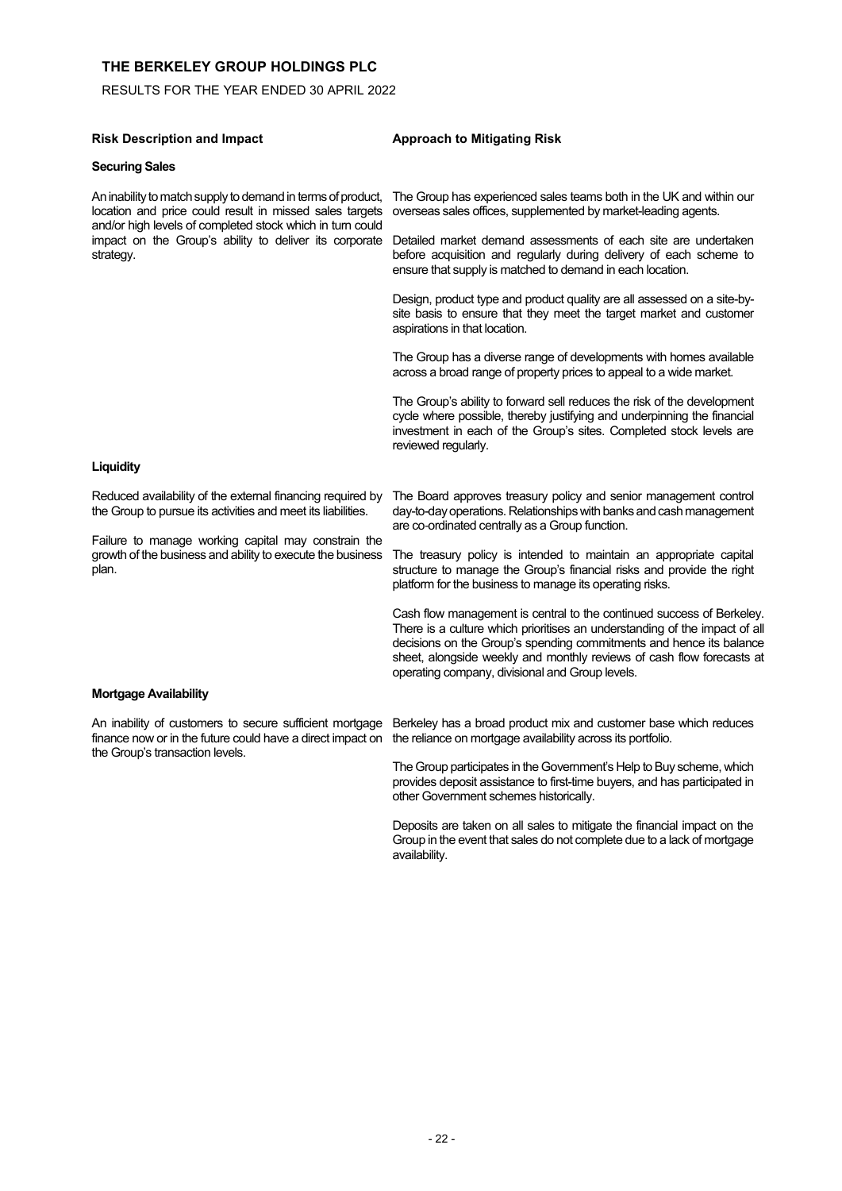| Risk Description and Impact | Approach to Mitigating Risk |
|---|---|
| **Securing Sales** | |
| An inability to match supply to demand in terms of product, location and price could result in missed sales targets and/or high levels of completed stock which in turn could impact on the Group's ability to deliver its corporate strategy. | The Group has experienced sales teams both in the UK and within our overseas sales offices, supplemented by market-leading agents.<br><br>Detailed market demand assessments of each site are undertaken before acquisition and regularly during delivery of each scheme to ensure that supply is matched to demand in each location.<br><br>Design, product type and product quality are all assessed on a site-by-site basis to ensure that they meet the target market and customer aspirations in that location.<br><br>The Group has a diverse range of developments with homes available across a broad range of property prices to appeal to a wide market.<br><br>The Group's ability to forward sell reduces the risk of the development cycle where possible, thereby justifying and underpinning the financial investment in each of the Group's sites. Completed stock levels are reviewed regularly. |
| **Liquidity** | |
| Reduced availability of the external financing required by the Group to pursue its activities and meet its liabilities.<br><br>Failure to manage working capital may constrain the growth of the business and ability to execute the business plan. | The Board approves treasury policy and senior management control day-to-day operations. Relationships with banks and cash management are co-ordinated centrally as a Group function.<br><br>The treasury policy is intended to maintain an appropriate capital structure to manage the Group's financial risks and provide the right platform for the business to manage its operating risks.<br><br>Cash flow management is central to the continued success of Berkeley. There is a culture which prioritises an understanding of the impact of all decisions on the Group's spending commitments and hence its balance sheet, alongside weekly and monthly reviews of cash flow forecasts at operating company, divisional and Group levels. |
| **Mortgage Availability** | |
| An inability of customers to secure sufficient mortgage finance now or in the future could have a direct impact on the Group's transaction levels. | Berkeley has a broad product mix and customer base which reduces the reliance on mortgage availability across its portfolio.<br><br>The Group participates in the Government's Help to Buy scheme, which provides deposit assistance to first-time buyers, and has participated in other Government schemes historically.<br><br>Deposits are taken on all sales to mitigate the financial impact on the Group in the event that sales do not complete due to a lack of mortgage availability. |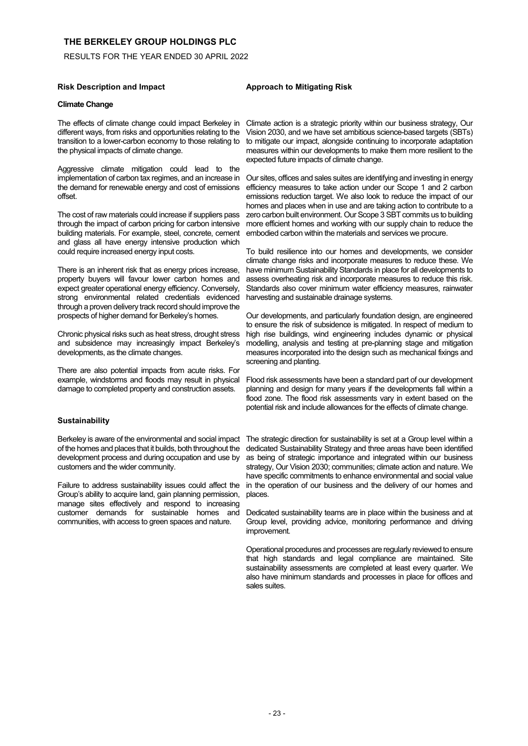| Risk Description and Impact | Approach to Mitigating Risk |
|---|---|
| **Climate Change** | |
| The effects of climate change could impact Berkeley in different ways, from risks and opportunities relating to the transition to a lower-carbon economy to those relating to the physical impacts of climate change.<br><br>Aggressive climate mitigation could lead to the implementation of carbon tax regimes, and an increase in the demand for renewable energy and cost of emissions offset.<br><br>The cost of raw materials could increase if suppliers pass through the impact of carbon pricing for carbon intensive building materials. For example, steel, concrete, cement and glass all have energy intensive production which could require increased energy input costs.<br><br>There is an inherent risk that as energy prices increase, property buyers will favour lower carbon homes and expect greater operational energy efficiency. Conversely, strong environmental related credentials evidenced through a proven delivery track record should improve the prospects of higher demand for Berkeley's homes.<br><br>Chronic physical risks such as heat stress, drought stress and subsidence may increasingly impact Berkeley's developments, as the climate changes.<br><br>There are also potential impacts from acute risks. For example, windstorms and floods may result in physical damage to completed property and construction assets. | Climate action is a strategic priority within our business strategy, Our Vision 2030, and we have set ambitious science-based targets (SBTs) to mitigate our impact, alongside continuing to incorporate adaptation measures within our developments to make them more resilient to the expected future impacts of climate change.<br><br>Our sites, offices and sales suites are identifying and investing in energy efficiency measures to take action under our Scope 1 and 2 carbon emissions reduction target. We also look to reduce the impact of our homes and places when in use and are taking action to contribute to a zero carbon built environment. Our Scope 3 SBT commits us to building more efficient homes and working with our supply chain to reduce the embodied carbon within the materials and services we procure.<br><br>To build resilience into our homes and developments, we consider climate change risks and incorporate measures to reduce these. We have minimum Sustainability Standards in place for all developments to assess overheating risk and incorporate measures to reduce this risk. Standards also cover minimum water efficiency measures, rainwater harvesting and sustainable drainage systems.<br><br>Our developments, and particularly foundation design, are engineered to ensure the risk of subsidence is mitigated. In respect of medium to high rise buildings, wind engineering includes dynamic or physical modelling, analysis and testing at pre-planning stage and mitigation measures incorporated into the design such as mechanical fixings and screening and planting.<br><br>Flood risk assessments have been a standard part of our development planning and design for many years if the developments fall within a flood zone. The flood risk assessments vary in extent based on the potential risk and include allowances for the effects of climate change. |
| **Sustainability** | |
| Berkeley is aware of the environmental and social impact of the homes and places that it builds, both throughout the development process and during occupation and use by customers and the wider community.<br><br>Failure to address sustainability issues could affect the Group's ability to acquire land, gain planning permission, manage sites effectively and respond to increasing customer demands for sustainable homes and communities, with access to green spaces and nature. | The strategic direction for sustainability is set at a Group level within a dedicated Sustainability Strategy and three areas have been identified as being of strategic importance and integrated within our business strategy, Our Vision 2030; communities; climate action and nature. We have specific commitments to enhance environmental and social value in the operation of our business and the delivery of our homes and places.<br><br>Dedicated sustainability teams are in place within the business and at Group level, providing advice, monitoring performance and driving improvement.<br><br>Operational procedures and processes are regularly reviewed to ensure that high standards and legal compliance are maintained. Site sustainability assessments are completed at least every quarter. We also have minimum standards and processes in place for offices and sales suites. |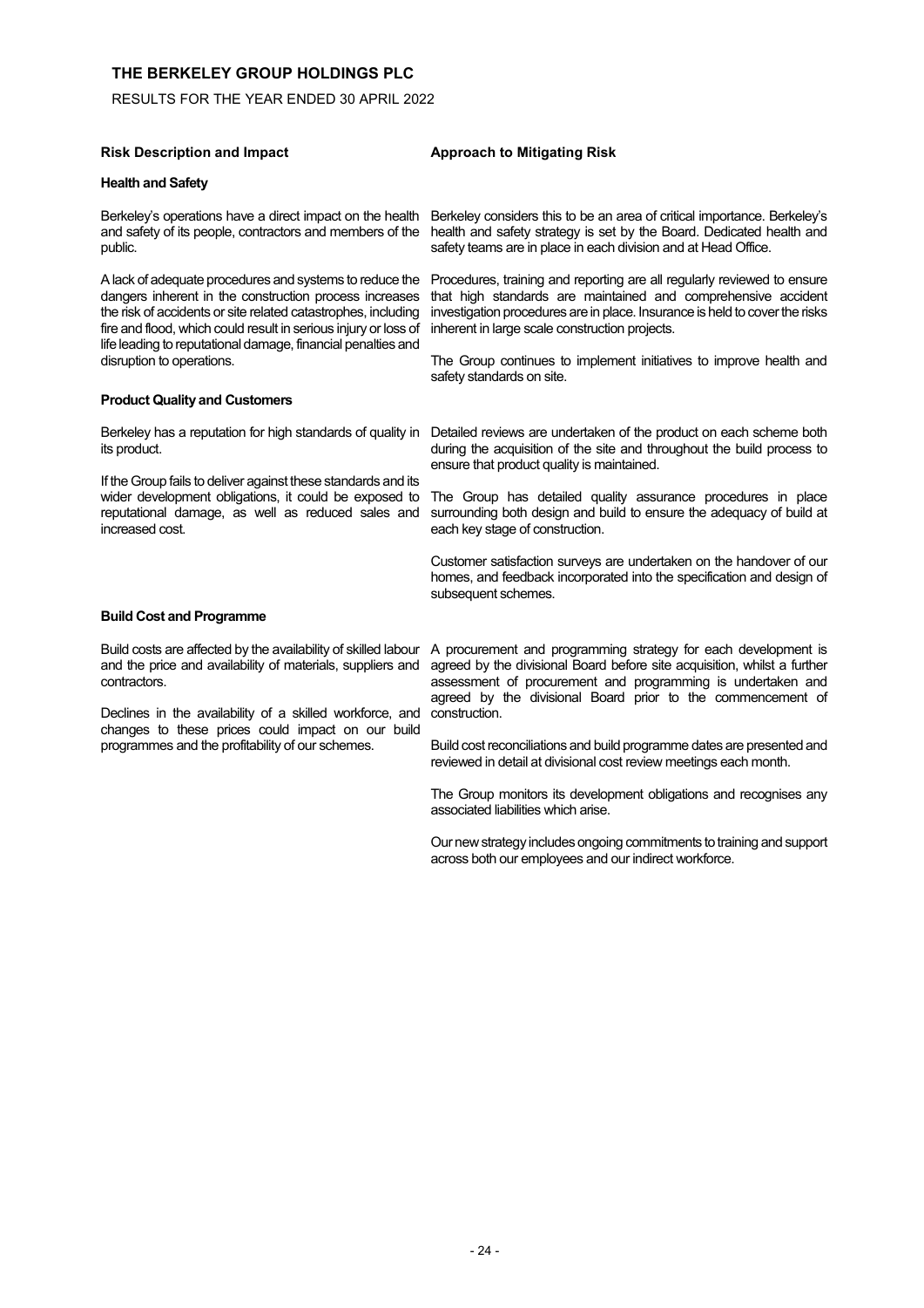| Risk Description and Impact | Approach to Mitigating Risk |
| --- | --- |
| **Health and Safety** | |
| Berkeley's operations have a direct impact on the health and safety of its people, contractors and members of the public.<br><br>A lack of adequate procedures and systems to reduce the dangers inherent in the construction process increases the risk of accidents or site related catastrophes, including fire and flood, which could result in serious injury or loss of life leading to reputational damage, financial penalties and disruption to operations. | Berkeley considers this to be an area of critical importance. Berkeley's health and safety strategy is set by the Board. Dedicated health and safety teams are in place in each division and at Head Office.<br><br>Procedures, training and reporting are all regularly reviewed to ensure that high standards are maintained and comprehensive accident investigation procedures are in place. Insurance is held to cover the risks inherent in large scale construction projects.<br><br>The Group continues to implement initiatives to improve health and safety standards on site. |
| **Product Quality and Customers** | |
| Berkeley has a reputation for high standards of quality in its product.<br><br>If the Group fails to deliver against these standards and its wider development obligations, it could be exposed to reputational damage, as well as reduced sales and increased cost. | Detailed reviews are undertaken of the product on each scheme both during the acquisition of the site and throughout the build process to ensure that product quality is maintained.<br><br>The Group has detailed quality assurance procedures in place surrounding both design and build to ensure the adequacy of build at each key stage of construction.<br><br>Customer satisfaction surveys are undertaken on the handover of our homes, and feedback incorporated into the specification and design of subsequent schemes. |
| **Build Cost and Programme** | |
| Build costs are affected by the availability of skilled labour and the price and availability of materials, suppliers and contractors.<br><br>Declines in the availability of a skilled workforce, and changes to these prices could impact on our build programmes and the profitability of our schemes. | A procurement and programming strategy for each development is agreed by the divisional Board before site acquisition, whilst a further assessment of procurement and programming is undertaken and agreed by the divisional Board prior to the commencement of construction.<br><br>Build cost reconciliations and build programme dates are presented and reviewed in detail at divisional cost review meetings each month.<br><br>The Group monitors its development obligations and recognises any associated liabilities which arise.<br><br>Our new strategy includes ongoing commitments to training and support across both our employees and our indirect workforce. |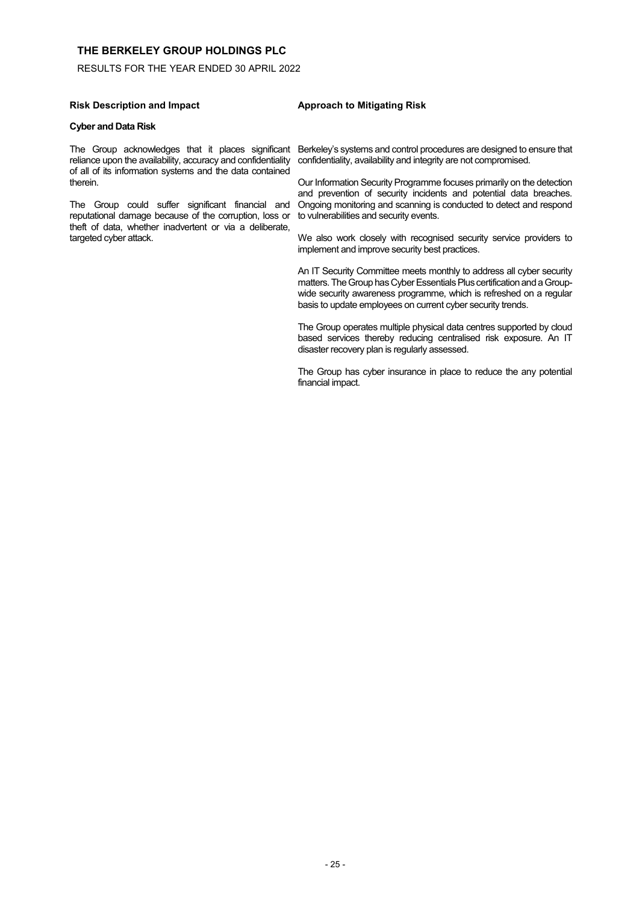| Risk Description and Impact | Approach to Mitigating Risk |
|---|---|
| **Cyber and Data Risk** | |
| The Group acknowledges that it places significant reliance upon the availability, accuracy and confidentiality of all of its information systems and the data contained therein.<br><br>The Group could suffer significant financial and reputational damage because of the corruption, loss or theft of data, whether inadvertent or via a deliberate, targeted cyber attack. | Berkeley's systems and control procedures are designed to ensure that confidentiality, availability and integrity are not compromised.<br><br>Our Information Security Programme focuses primarily on the detection and prevention of security incidents and potential data breaches. Ongoing monitoring and scanning is conducted to detect and respond to vulnerabilities and security events.<br><br>We also work closely with recognised security service providers to implement and improve security best practices.<br><br>An IT Security Committee meets monthly to address all cyber security matters. The Group has Cyber Essentials Plus certification and a Group-wide security awareness programme, which is refreshed on a regular basis to update employees on current cyber security trends.<br><br>The Group operates multiple physical data centres supported by cloud based services thereby reducing centralised risk exposure. An IT disaster recovery plan is regularly assessed.<br><br>The Group has cyber insurance in place to reduce the any potential financial impact. |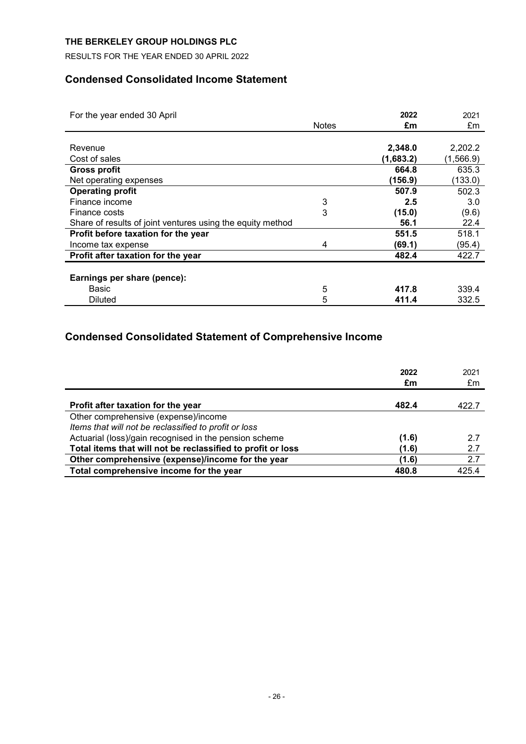**THE BERKELEY GROUP HOLDINGS PLC**

RESULTS FOR THE YEAR ENDED 30 APRIL 2022

## Condensed Consolidated Income Statement

| For the year ended 30 April | Notes | **2022** **£m** | 2021 £m |
|---|---|---|---|
| Revenue | | **2,348.0** | 2,202.2 |
| Cost of sales | | **(1,683.2)** | (1,566.9) |
| **Gross profit** | | **664.8** | 635.3 |
| Net operating expenses | | **(156.9)** | (133.0) |
| **Operating profit** | | **507.9** | 502.3 |
| Finance income | 3 | **2.5** | 3.0 |
| Finance costs | 3 | **(15.0)** | (9.6) |
| Share of results of joint ventures using the equity method | | **56.1** | 22.4 |
| **Profit before taxation for the year** | | **551.5** | 518.1 |
| Income tax expense | 4 | **(69.1)** | (95.4) |
| **Profit after taxation for the year** | | **482.4** | 422.7 |
| | | | |
| **Earnings per share (pence):** | | | |
| Basic | 5 | **417.8** | 339.4 |
| Diluted | 5 | **411.4** | 332.5 |

## Condensed Consolidated Statement of Comprehensive Income

| | **2022** **£m** | 2021 £m |
|---|---|---|
| **Profit after taxation for the year** | **482.4** | 422.7 |
| Other comprehensive (expense)/income | | |
| *Items that will not be reclassified to profit or loss* | | |
| Actuarial (loss)/gain recognised in the pension scheme | **(1.6)** | 2.7 |
| **Total items that will not be reclassified to profit or loss** | **(1.6)** | 2.7 |
| **Other comprehensive (expense)/income for the year** | **(1.6)** | 2.7 |
| **Total comprehensive income for the year** | **480.8** | 425.4 |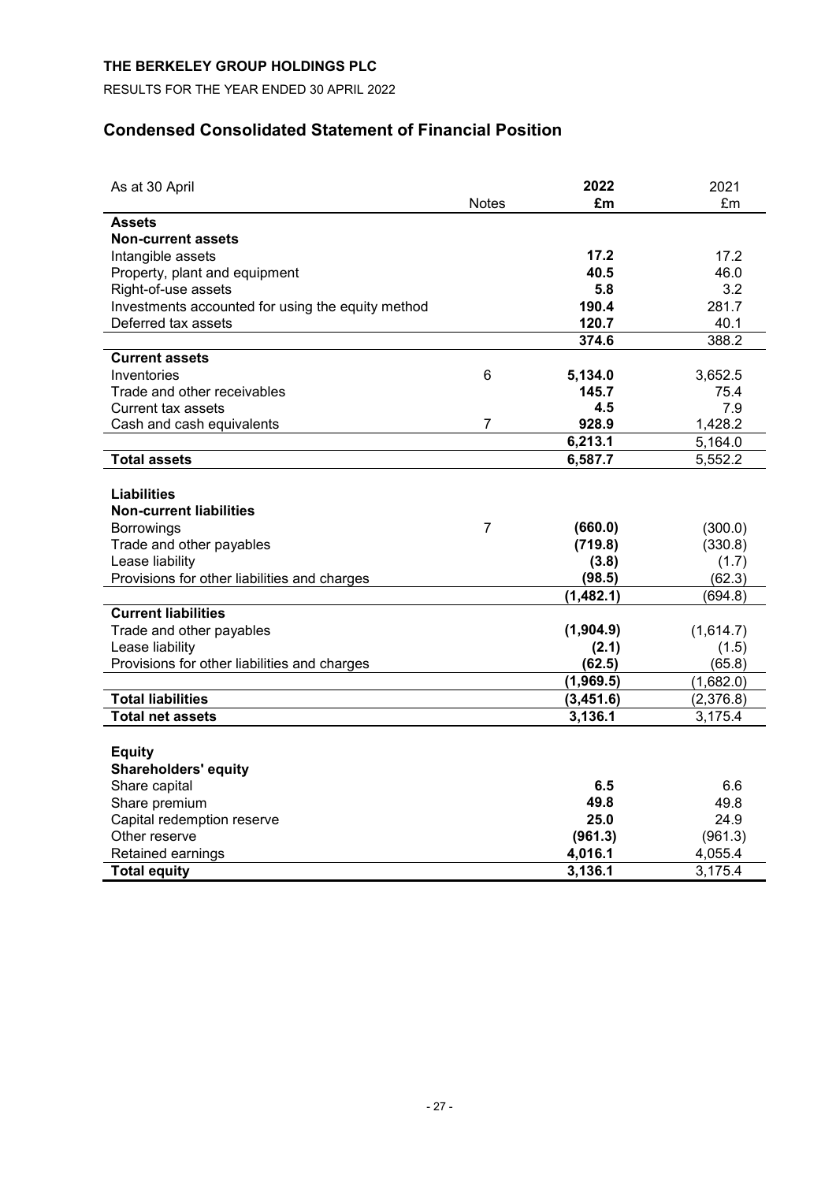**THE BERKELEY GROUP HOLDINGS PLC**

RESULTS FOR THE YEAR ENDED 30 APRIL 2022

## Condensed Consolidated Statement of Financial Position

| As at 30 April | Notes | **2022** | 2021 |
|---|---|---|---|
| | | **£m** | £m |
| **Assets** | | | |
| **Non-current assets** | | | |
| Intangible assets | | **17.2** | 17.2 |
| Property, plant and equipment | | **40.5** | 46.0 |
| Right-of-use assets | | **5.8** | 3.2 |
| Investments accounted for using the equity method | | **190.4** | 281.7 |
| Deferred tax assets | | **120.7** | 40.1 |
| | | **374.6** | 388.2 |
| **Current assets** | | | |
| Inventories | 6 | **5,134.0** | 3,652.5 |
| Trade and other receivables | | **145.7** | 75.4 |
| Current tax assets | | **4.5** | 7.9 |
| Cash and cash equivalents | 7 | **928.9** | 1,428.2 |
| | | **6,213.1** | 5,164.0 |
| **Total assets** | | **6,587.7** | 5,552.2 |
| | | | |
| **Liabilities** | | | |
| **Non-current liabilities** | | | |
| Borrowings | 7 | **(660.0)** | (300.0) |
| Trade and other payables | | **(719.8)** | (330.8) |
| Lease liability | | **(3.8)** | (1.7) |
| Provisions for other liabilities and charges | | **(98.5)** | (62.3) |
| | | **(1,482.1)** | (694.8) |
| **Current liabilities** | | | |
| Trade and other payables | | **(1,904.9)** | (1,614.7) |
| Lease liability | | **(2.1)** | (1.5) |
| Provisions for other liabilities and charges | | **(62.5)** | (65.8) |
| | | **(1,969.5)** | (1,682.0) |
| **Total liabilities** | | **(3,451.6)** | (2,376.8) |
| **Total net assets** | | **3,136.1** | 3,175.4 |
| | | | |
| **Equity** | | | |
| **Shareholders' equity** | | | |
| Share capital | | **6.5** | 6.6 |
| Share premium | | **49.8** | 49.8 |
| Capital redemption reserve | | **25.0** | 24.9 |
| Other reserve | | **(961.3)** | (961.3) |
| Retained earnings | | **4,016.1** | 4,055.4 |
| **Total equity** | | **3,136.1** | 3,175.4 |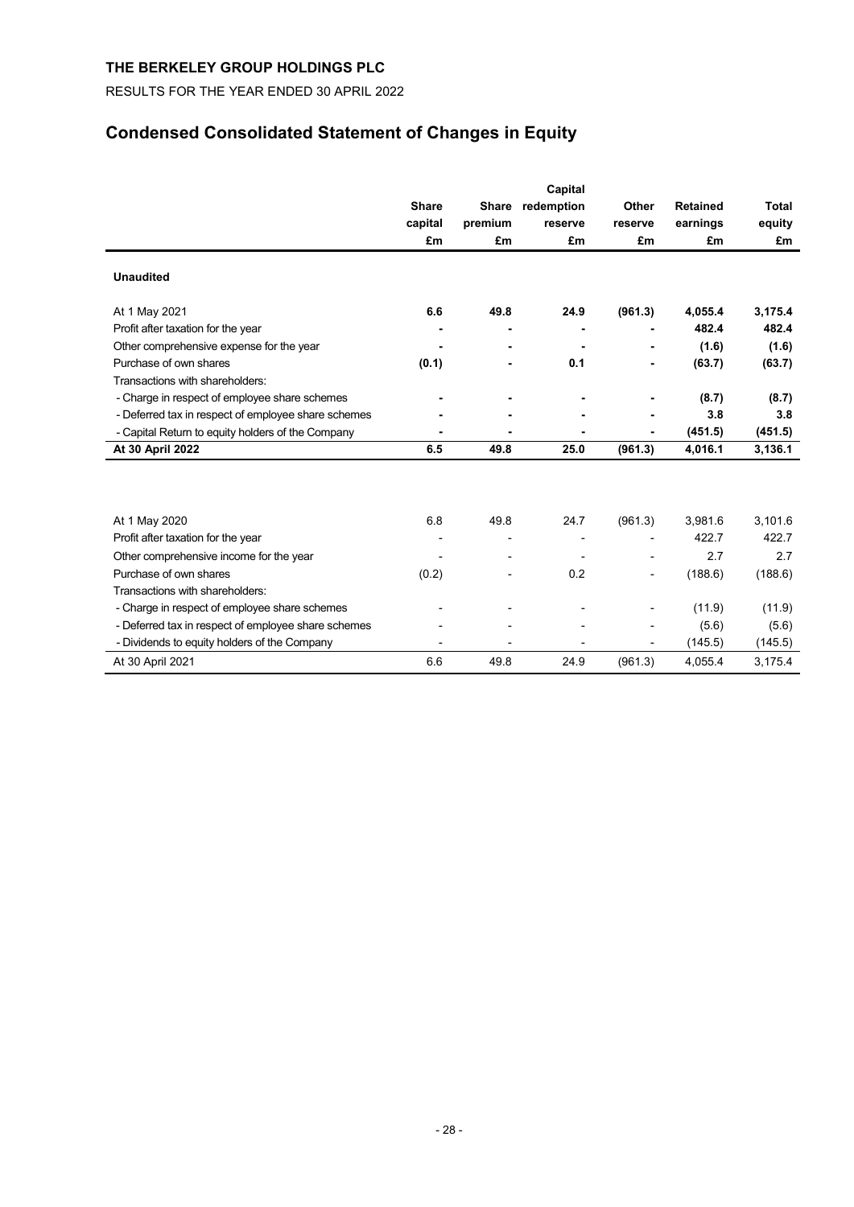**THE BERKELEY GROUP HOLDINGS PLC**

RESULTS FOR THE YEAR ENDED 30 APRIL 2022

# Condensed Consolidated Statement of Changes in Equity

| | Share capital £m | Share premium £m | Capital redemption reserve £m | Other reserve £m | Retained earnings £m | Total equity £m |
|---|---|---|---|---|---|---|
| **Unaudited** | | | | | | |
| At 1 May 2021 | **6.6** | **49.8** | **24.9** | **(961.3)** | **4,055.4** | **3,175.4** |
| Profit after taxation for the year | **-** | **-** | **-** | **-** | **482.4** | **482.4** |
| Other comprehensive expense for the year | **-** | **-** | **-** | **-** | **(1.6)** | **(1.6)** |
| Purchase of own shares | **(0.1)** | **-** | **0.1** | **-** | **(63.7)** | **(63.7)** |
| Transactions with shareholders: | | | | | | |
| - Charge in respect of employee share schemes | **-** | **-** | **-** | **-** | **(8.7)** | **(8.7)** |
| - Deferred tax in respect of employee share schemes | **-** | **-** | **-** | **-** | **3.8** | **3.8** |
| - Capital Return to equity holders of the Company | **-** | **-** | **-** | **-** | **(451.5)** | **(451.5)** |
| **At 30 April 2022** | **6.5** | **49.8** | **25.0** | **(961.3)** | **4,016.1** | **3,136.1** |

| | Share capital £m | Share premium £m | Capital redemption reserve £m | Other reserve £m | Retained earnings £m | Total equity £m |
|---|---|---|---|---|---|---|
| At 1 May 2020 | 6.8 | 49.8 | 24.7 | (961.3) | 3,981.6 | 3,101.6 |
| Profit after taxation for the year | - | - | - | - | 422.7 | 422.7 |
| Other comprehensive income for the year | - | - | - | - | 2.7 | 2.7 |
| Purchase of own shares | (0.2) | - | 0.2 | - | (188.6) | (188.6) |
| Transactions with shareholders: | | | | | | |
| - Charge in respect of employee share schemes | - | - | - | - | (11.9) | (11.9) |
| - Deferred tax in respect of employee share schemes | - | - | - | - | (5.6) | (5.6) |
| - Dividends to equity holders of the Company | - | - | - | - | (145.5) | (145.5) |
| At 30 April 2021 | 6.6 | 49.8 | 24.9 | (961.3) | 4,055.4 | 3,175.4 |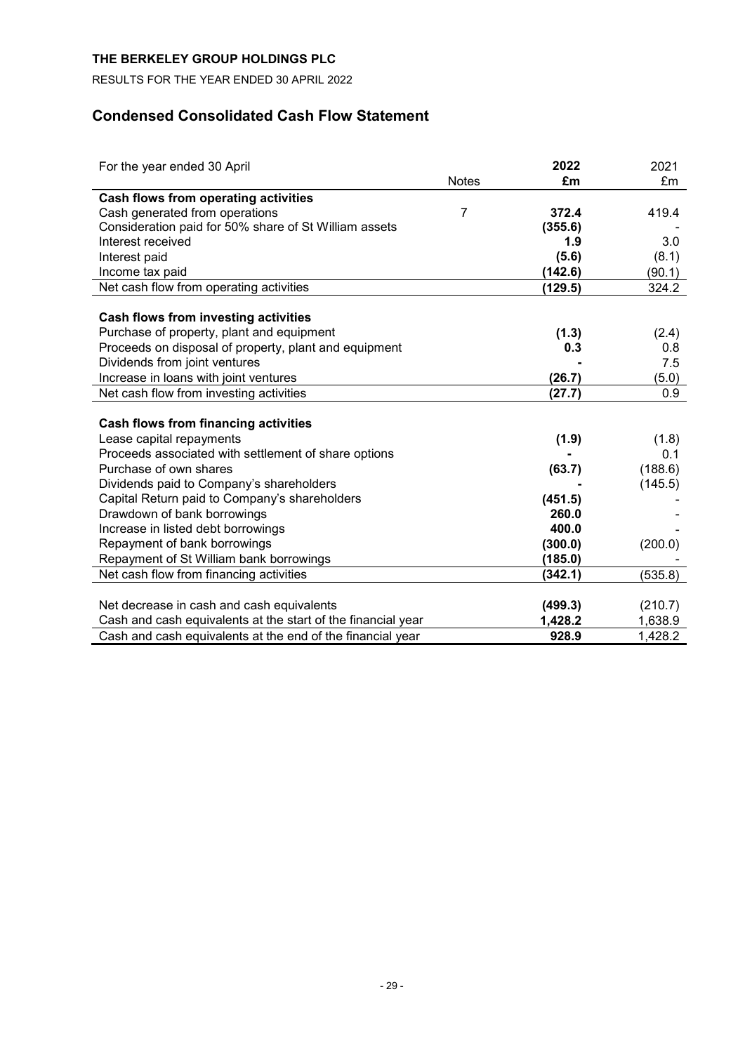**THE BERKELEY GROUP HOLDINGS PLC**

RESULTS FOR THE YEAR ENDED 30 APRIL 2022

## Condensed Consolidated Cash Flow Statement

| For the year ended 30 April | Notes | **2022 £m** | 2021 £m |
|---|---|---|---|
| **Cash flows from operating activities** | | | |
| Cash generated from operations | 7 | **372.4** | 419.4 |
| Consideration paid for 50% share of St William assets | | **(355.6)** | - |
| Interest received | | **1.9** | 3.0 |
| Interest paid | | **(5.6)** | (8.1) |
| Income tax paid | | **(142.6)** | (90.1) |
| Net cash flow from operating activities | | **(129.5)** | 324.2 |
| | | | |
| **Cash flows from investing activities** | | | |
| Purchase of property, plant and equipment | | **(1.3)** | (2.4) |
| Proceeds on disposal of property, plant and equipment | | **0.3** | 0.8 |
| Dividends from joint ventures | | **-** | 7.5 |
| Increase in loans with joint ventures | | **(26.7)** | (5.0) |
| Net cash flow from investing activities | | **(27.7)** | 0.9 |
| | | | |
| **Cash flows from financing activities** | | | |
| Lease capital repayments | | **(1.9)** | (1.8) |
| Proceeds associated with settlement of share options | | **-** | 0.1 |
| Purchase of own shares | | **(63.7)** | (188.6) |
| Dividends paid to Company's shareholders | | **-** | (145.5) |
| Capital Return paid to Company's shareholders | | **(451.5)** | - |
| Drawdown of bank borrowings | | **260.0** | - |
| Increase in listed debt borrowings | | **400.0** | - |
| Repayment of bank borrowings | | **(300.0)** | (200.0) |
| Repayment of St William bank borrowings | | **(185.0)** | - |
| Net cash flow from financing activities | | **(342.1)** | (535.8) |
| | | | |
| Net decrease in cash and cash equivalents | | **(499.3)** | (210.7) |
| Cash and cash equivalents at the start of the financial year | | **1,428.2** | 1,638.9 |
| Cash and cash equivalents at the end of the financial year | | **928.9** | 1,428.2 |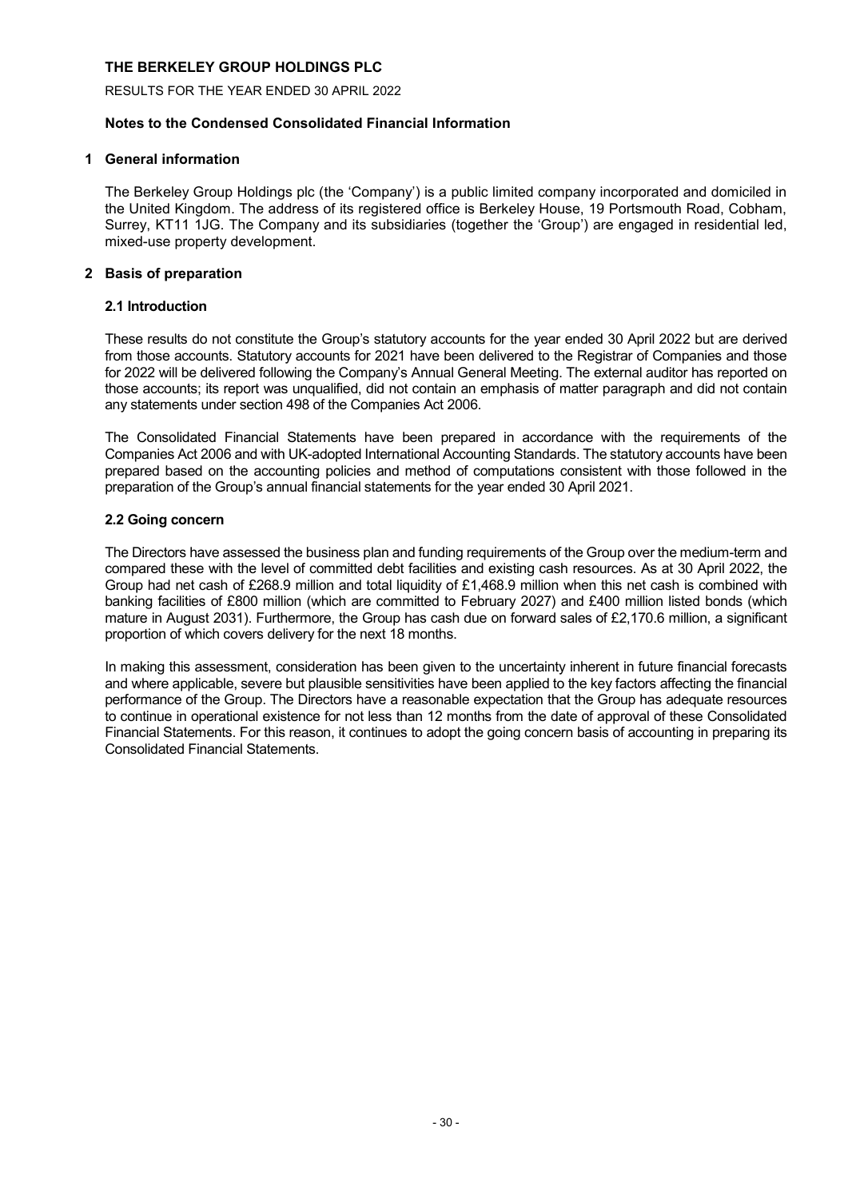**THE BERKELEY GROUP HOLDINGS PLC**

RESULTS FOR THE YEAR ENDED 30 APRIL 2022

**Notes to the Condensed Consolidated Financial Information**

## 1 General information

The Berkeley Group Holdings plc (the 'Company') is a public limited company incorporated and domiciled in the United Kingdom. The address of its registered office is Berkeley House, 19 Portsmouth Road, Cobham, Surrey, KT11 1JG. The Company and its subsidiaries (together the 'Group') are engaged in residential led, mixed-use property development.

## 2 Basis of preparation

### 2.1 Introduction

These results do not constitute the Group's statutory accounts for the year ended 30 April 2022 but are derived from those accounts. Statutory accounts for 2021 have been delivered to the Registrar of Companies and those for 2022 will be delivered following the Company's Annual General Meeting. The external auditor has reported on those accounts; its report was unqualified, did not contain an emphasis of matter paragraph and did not contain any statements under section 498 of the Companies Act 2006.

The Consolidated Financial Statements have been prepared in accordance with the requirements of the Companies Act 2006 and with UK-adopted International Accounting Standards. The statutory accounts have been prepared based on the accounting policies and method of computations consistent with those followed in the preparation of the Group's annual financial statements for the year ended 30 April 2021.

### 2.2 Going concern

The Directors have assessed the business plan and funding requirements of the Group over the medium-term and compared these with the level of committed debt facilities and existing cash resources. As at 30 April 2022, the Group had net cash of £268.9 million and total liquidity of £1,468.9 million when this net cash is combined with banking facilities of £800 million (which are committed to February 2027) and £400 million listed bonds (which mature in August 2031). Furthermore, the Group has cash due on forward sales of £2,170.6 million, a significant proportion of which covers delivery for the next 18 months.

In making this assessment, consideration has been given to the uncertainty inherent in future financial forecasts and where applicable, severe but plausible sensitivities have been applied to the key factors affecting the financial performance of the Group. The Directors have a reasonable expectation that the Group has adequate resources to continue in operational existence for not less than 12 months from the date of approval of these Consolidated Financial Statements. For this reason, it continues to adopt the going concern basis of accounting in preparing its Consolidated Financial Statements.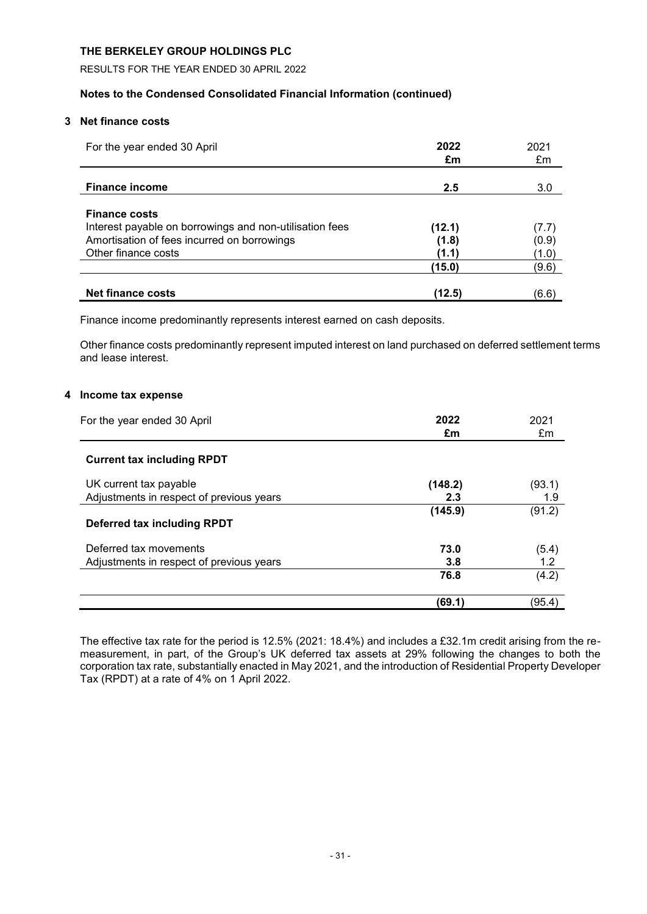**THE BERKELEY GROUP HOLDINGS PLC**

RESULTS FOR THE YEAR ENDED 30 APRIL 2022

**Notes to the Condensed Consolidated Financial Information (continued)**

## 3 Net finance costs

| For the year ended 30 April | **2022 £m** | 2021 £m |
|---|---|---|
| **Finance income** | **2.5** | 3.0 |
| **Finance costs** | | |
| Interest payable on borrowings and non-utilisation fees | **(12.1)** | (7.7) |
| Amortisation of fees incurred on borrowings | **(1.8)** | (0.9) |
| Other finance costs | **(1.1)** | (1.0) |
| | **(15.0)** | (9.6) |
| **Net finance costs** | **(12.5)** | (6.6) |

Finance income predominantly represents interest earned on cash deposits.

Other finance costs predominantly represent imputed interest on land purchased on deferred settlement terms and lease interest.

## 4 Income tax expense

| For the year ended 30 April | **2022 £m** | 2021 £m |
|---|---|---|
| **Current tax including RPDT** | | |
| UK current tax payable | **(148.2)** | (93.1) |
| Adjustments in respect of previous years | **2.3** | 1.9 |
| | **(145.9)** | (91.2) |
| **Deferred tax including RPDT** | | |
| Deferred tax movements | **73.0** | (5.4) |
| Adjustments in respect of previous years | **3.8** | 1.2 |
| | **76.8** | (4.2) |
| | **(69.1)** | (95.4) |

The effective tax rate for the period is 12.5% (2021: 18.4%) and includes a £32.1m credit arising from the re-measurement, in part, of the Group's UK deferred tax assets at 29% following the changes to both the corporation tax rate, substantially enacted in May 2021, and the introduction of Residential Property Developer Tax (RPDT) at a rate of 4% on 1 April 2022.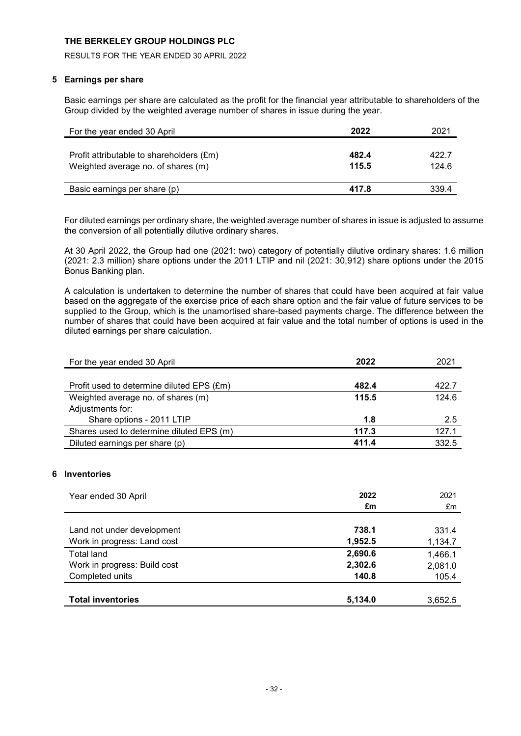**THE BERKELEY GROUP HOLDINGS PLC**

RESULTS FOR THE YEAR ENDED 30 APRIL 2022

## 5 Earnings per share

Basic earnings per share are calculated as the profit for the financial year attributable to shareholders of the Group divided by the weighted average number of shares in issue during the year.

| For the year ended 30 April | **2022** | 2021 |
|---|---|---|
| Profit attributable to shareholders (£m) | **482.4** | 422.7 |
| Weighted average no. of shares (m) | **115.5** | 124.6 |
| Basic earnings per share (p) | **417.8** | 339.4 |

For diluted earnings per ordinary share, the weighted average number of shares in issue is adjusted to assume the conversion of all potentially dilutive ordinary shares.

At 30 April 2022, the Group had one (2021: two) category of potentially dilutive ordinary shares: 1.6 million (2021: 2.3 million) share options under the 2011 LTIP and nil (2021: 30,912) share options under the 2015 Bonus Banking plan.

A calculation is undertaken to determine the number of shares that could have been acquired at fair value based on the aggregate of the exercise price of each share option and the fair value of future services to be supplied to the Group, which is the unamortised share-based payments charge. The difference between the number of shares that could have been acquired at fair value and the total number of options is used in the diluted earnings per share calculation.

| For the year ended 30 April | **2022** | 2021 |
|---|---|---|
| Profit used to determine diluted EPS (£m) | **482.4** | 422.7 |
| Weighted average no. of shares (m) | **115.5** | 124.6 |
| Adjustments for: | | |
| Share options - 2011 LTIP | **1.8** | 2.5 |
| Shares used to determine diluted EPS (m) | **117.3** | 127.1 |
| Diluted earnings per share (p) | **411.4** | 332.5 |

## 6 Inventories

| Year ended 30 April | **2022** **£m** | 2021 £m |
|---|---|---|
| Land not under development | **738.1** | 331.4 |
| Work in progress: Land cost | **1,952.5** | 1,134.7 |
| Total land | **2,690.6** | 1,466.1 |
| Work in progress: Build cost | **2,302.6** | 2,081.0 |
| Completed units | **140.8** | 105.4 |
| **Total inventories** | **5,134.0** | 3,652.5 |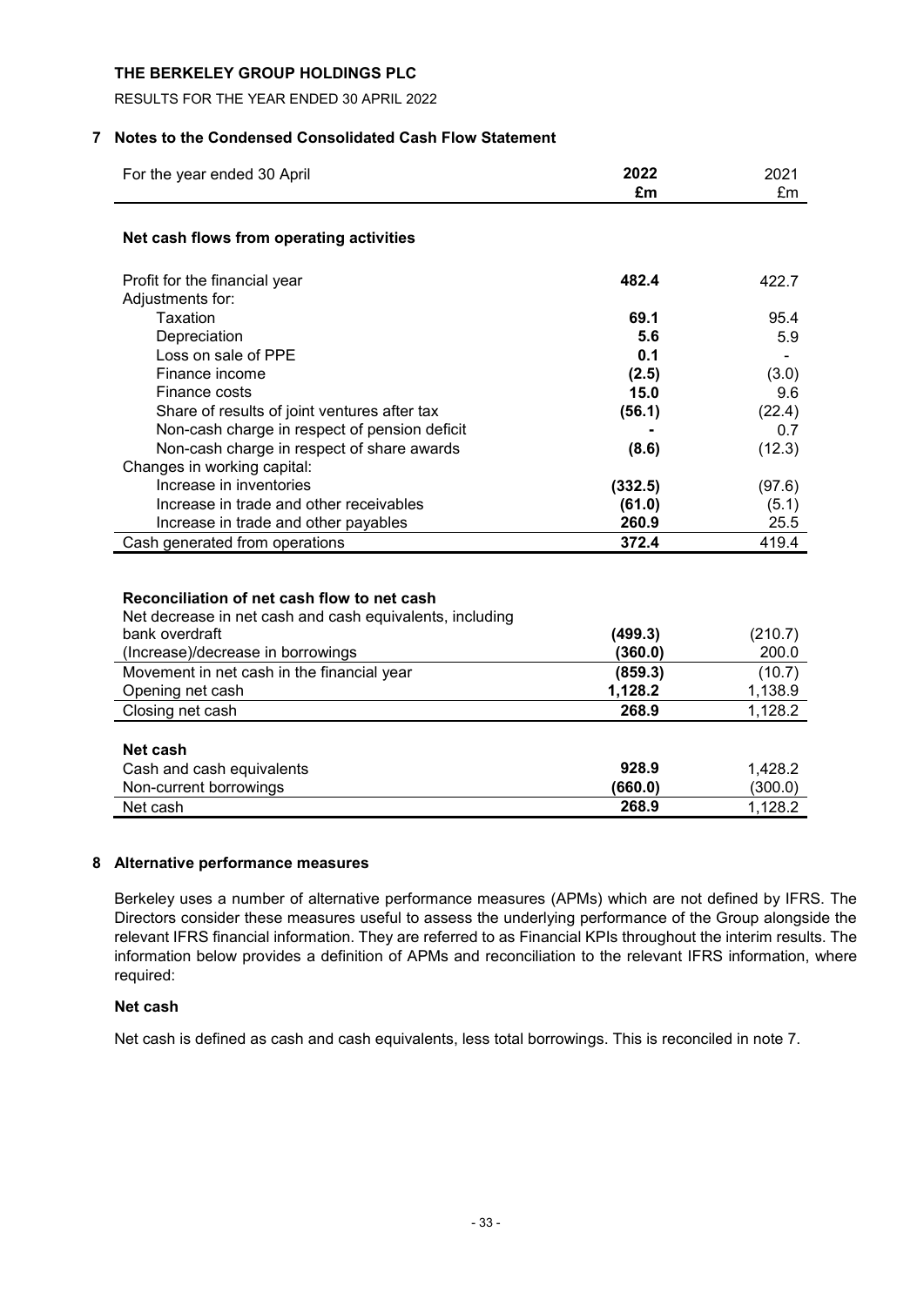## 7 Notes to the Condensed Consolidated Cash Flow Statement

| For the year ended 30 April | **2022** **£m** | 2021 £m |
|---|---|---|
| **Net cash flows from operating activities** | | |
| Profit for the financial year | **482.4** | 422.7 |
| Adjustments for: | | |
| Taxation | **69.1** | 95.4 |
| Depreciation | **5.6** | 5.9 |
| Loss on sale of PPE | **0.1** | - |
| Finance income | **(2.5)** | (3.0) |
| Finance costs | **15.0** | 9.6 |
| Share of results of joint ventures after tax | **(56.1)** | (22.4) |
| Non-cash charge in respect of pension deficit | **-** | 0.7 |
| Non-cash charge in respect of share awards | **(8.6)** | (12.3) |
| Changes in working capital: | | |
| Increase in inventories | **(332.5)** | (97.6) |
| Increase in trade and other receivables | **(61.0)** | (5.1) |
| Increase in trade and other payables | **260.9** | 25.5 |
| Cash generated from operations | **372.4** | 419.4 |

| | **2022** **£m** | 2021 £m |
|---|---|---|
| **Reconciliation of net cash flow to net cash** | | |
| Net decrease in net cash and cash equivalents, including bank overdraft | **(499.3)** | (210.7) |
| (Increase)/decrease in borrowings | **(360.0)** | 200.0 |
| Movement in net cash in the financial year | **(859.3)** | (10.7) |
| Opening net cash | **1,128.2** | 1,138.9 |
| Closing net cash | **268.9** | 1,128.2 |
| **Net cash** | | |
| Cash and cash equivalents | **928.9** | 1,428.2 |
| Non-current borrowings | **(660.0)** | (300.0) |
| Net cash | **268.9** | 1,128.2 |

## 8 Alternative performance measures

Berkeley uses a number of alternative performance measures (APMs) which are not defined by IFRS. The Directors consider these measures useful to assess the underlying performance of the Group alongside the relevant IFRS financial information. They are referred to as Financial KPIs throughout the interim results. The information below provides a definition of APMs and reconciliation to the relevant IFRS information, where required:

**Net cash**

Net cash is defined as cash and cash equivalents, less total borrowings. This is reconciled in note 7.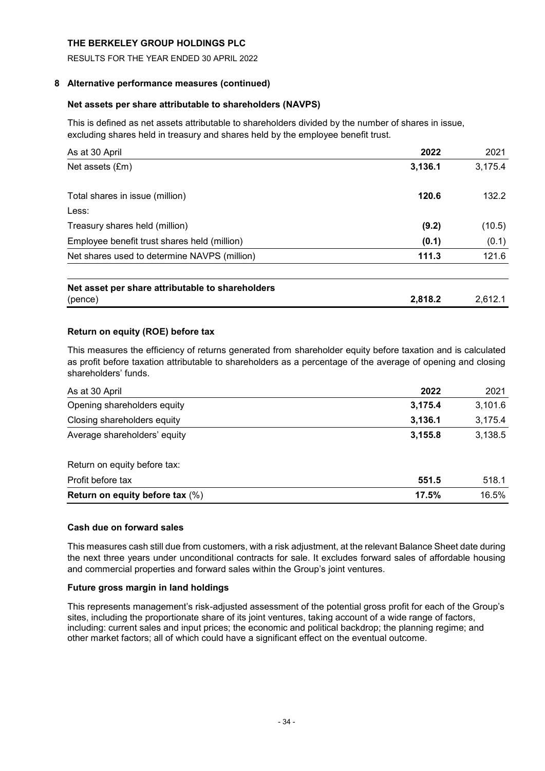**THE BERKELEY GROUP HOLDINGS PLC**

RESULTS FOR THE YEAR ENDED 30 APRIL 2022

## 8 Alternative performance measures (continued)

### Net assets per share attributable to shareholders (NAVPS)

This is defined as net assets attributable to shareholders divided by the number of shares in issue, excluding shares held in treasury and shares held by the employee benefit trust.

| As at 30 April | 2022 | 2021 |
|---|---|---|
| Net assets (£m) | **3,136.1** | 3,175.4 |
| Total shares in issue (million) | **120.6** | 132.2 |
| Less: | | |
| Treasury shares held (million) | **(9.2)** | (10.5) |
| Employee benefit trust shares held (million) | **(0.1)** | (0.1) |
| Net shares used to determine NAVPS (million) | **111.3** | 121.6 |
| **Net asset per share attributable to shareholders** (pence) | **2,818.2** | 2,612.1 |

### Return on equity (ROE) before tax

This measures the efficiency of returns generated from shareholder equity before taxation and is calculated as profit before taxation attributable to shareholders as a percentage of the average of opening and closing shareholders' funds.

| As at 30 April | 2022 | 2021 |
|---|---|---|
| Opening shareholders equity | **3,175.4** | 3,101.6 |
| Closing shareholders equity | **3,136.1** | 3,175.4 |
| Average shareholders' equity | **3,155.8** | 3,138.5 |
| Return on equity before tax: | | |
| Profit before tax | **551.5** | 518.1 |
| **Return on equity before tax** (%) | **17.5%** | 16.5% |

### Cash due on forward sales

This measures cash still due from customers, with a risk adjustment, at the relevant Balance Sheet date during the next three years under unconditional contracts for sale. It excludes forward sales of affordable housing and commercial properties and forward sales within the Group's joint ventures.

### Future gross margin in land holdings

This represents management's risk-adjusted assessment of the potential gross profit for each of the Group's sites, including the proportionate share of its joint ventures, taking account of a wide range of factors, including: current sales and input prices; the economic and political backdrop; the planning regime; and other market factors; all of which could have a significant effect on the eventual outcome.